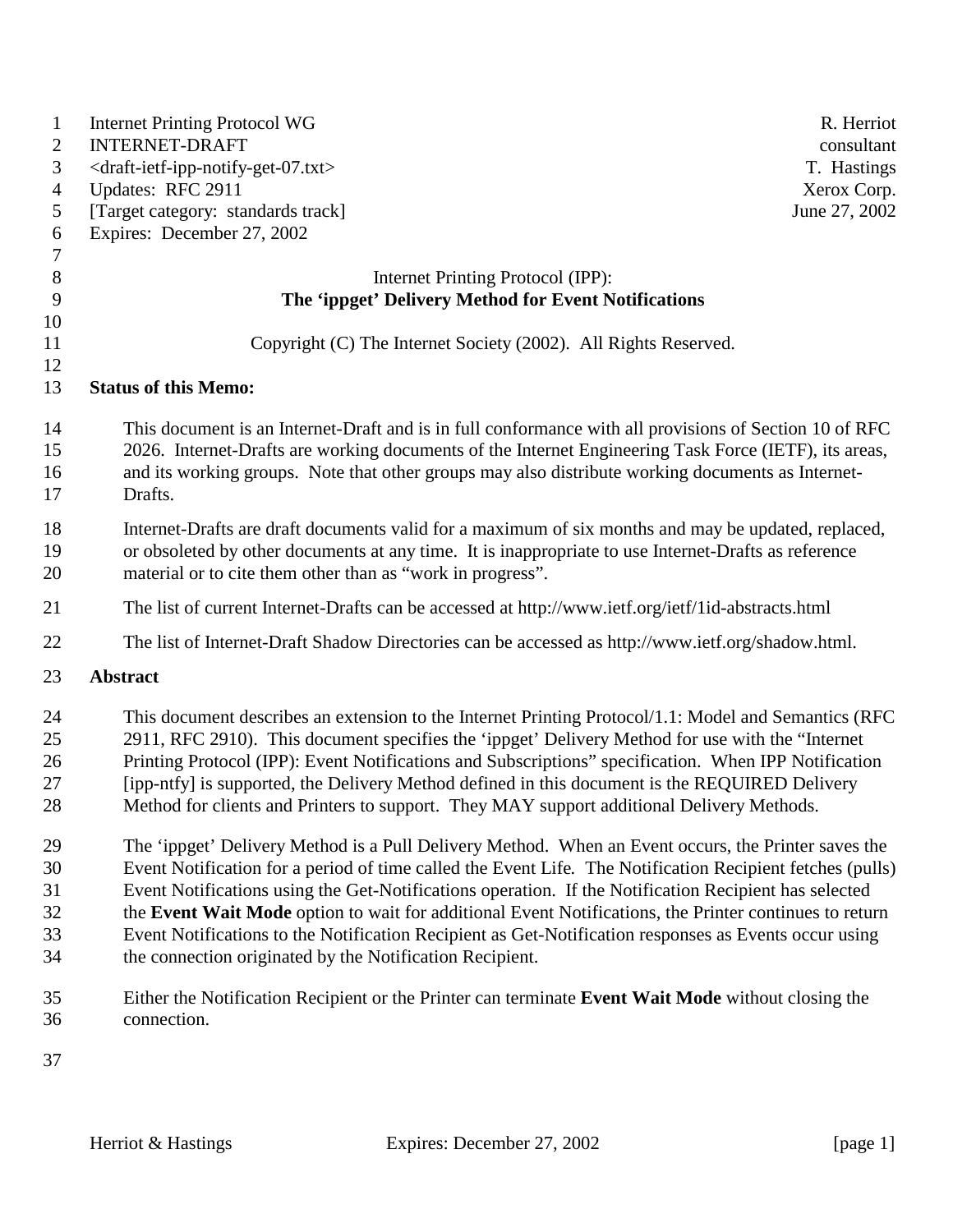Internet Printing Protocol WG | R. Herriot
INTERNET-DRAFT | consultant
<draft-ietf-ipp-notify-get-07.txt> | T. Hastings
Updates: RFC 2911 | Xerox Corp.
[Target category: standards track] | June 27, 2002
Expires: December 27, 2002

# Internet Printing Protocol (IPP):
# The 'ippget' Delivery Method for Event Notifications

Copyright (C) The Internet Society (2002). All Rights Reserved.

## Status of this Memo:

This document is an Internet-Draft and is in full conformance with all provisions of Section 10 of RFC 2026. Internet-Drafts are working documents of the Internet Engineering Task Force (IETF), its areas, and its working groups. Note that other groups may also distribute working documents as Internet-Drafts.

Internet-Drafts are draft documents valid for a maximum of six months and may be updated, replaced, or obsoleted by other documents at any time. It is inappropriate to use Internet-Drafts as reference material or to cite them other than as "work in progress".

The list of current Internet-Drafts can be accessed at http://www.ietf.org/ietf/1id-abstracts.html

The list of Internet-Draft Shadow Directories can be accessed as http://www.ietf.org/shadow.html.

## Abstract

This document describes an extension to the Internet Printing Protocol/1.1: Model and Semantics (RFC 2911, RFC 2910). This document specifies the 'ippget' Delivery Method for use with the "Internet Printing Protocol (IPP): Event Notifications and Subscriptions" specification. When IPP Notification [ipp-ntfy] is supported, the Delivery Method defined in this document is the REQUIRED Delivery Method for clients and Printers to support. They MAY support additional Delivery Methods.

The 'ippget' Delivery Method is a Pull Delivery Method. When an Event occurs, the Printer saves the Event Notification for a period of time called the Event Life. The Notification Recipient fetches (pulls) Event Notifications using the Get-Notifications operation. If the Notification Recipient has selected the **Event Wait Mode** option to wait for additional Event Notifications, the Printer continues to return Event Notifications to the Notification Recipient as Get-Notification responses as Events occur using the connection originated by the Notification Recipient.

Either the Notification Recipient or the Printer can terminate **Event Wait Mode** without closing the connection.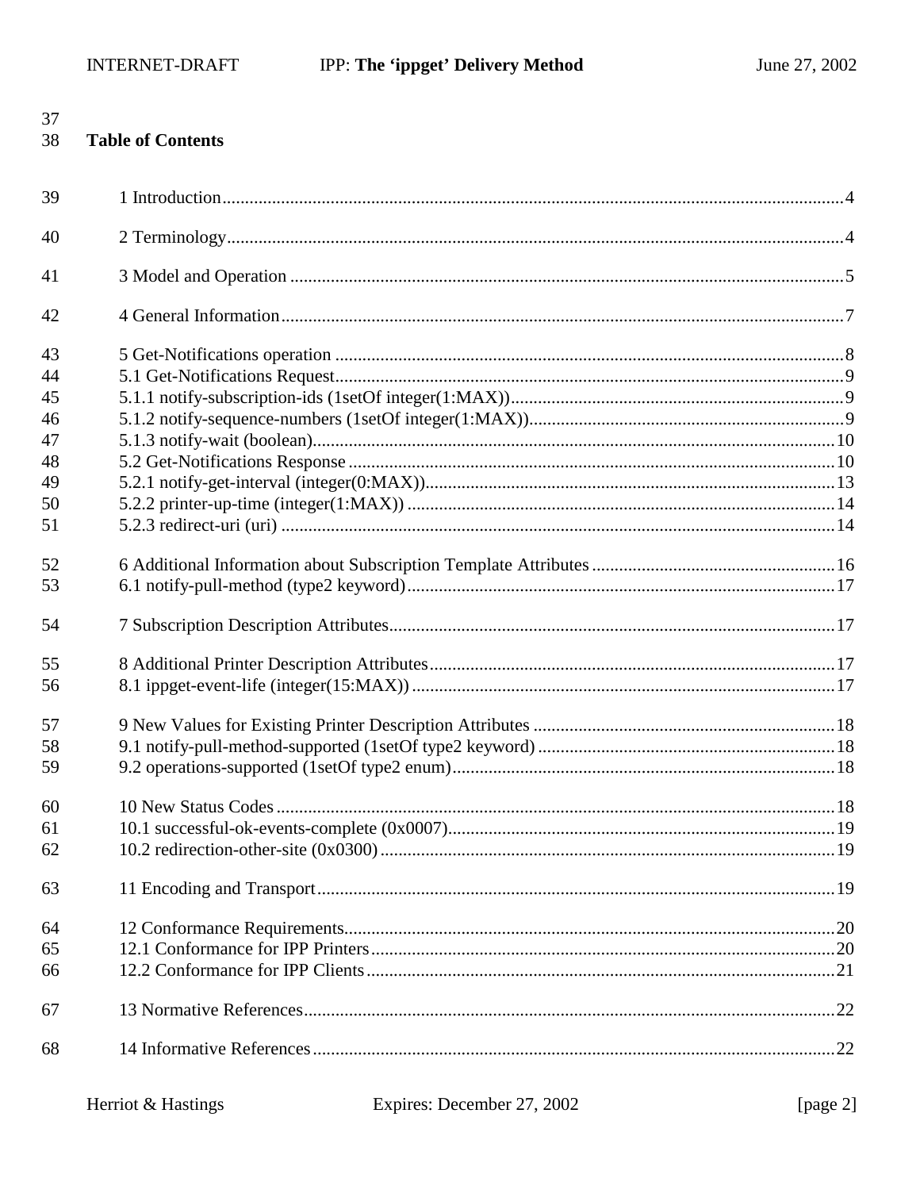## Table of Contents

1 Introduction....4

2 Terminology....4

3 Model and Operation....5

4 General Information....7

5 Get-Notifications operation....8
5.1 Get-Notifications Request....9
5.1.1 notify-subscription-ids (1setOf integer(1:MAX))....9
5.1.2 notify-sequence-numbers (1setOf integer(1:MAX))....9
5.1.3 notify-wait (boolean)....10
5.2 Get-Notifications Response....10
5.2.1 notify-get-interval (integer(0:MAX))....13
5.2.2 printer-up-time (integer(1:MAX))....14
5.2.3 redirect-uri (uri)....14

6 Additional Information about Subscription Template Attributes....16
6.1 notify-pull-method (type2 keyword)....17

7 Subscription Description Attributes....17

8 Additional Printer Description Attributes....17
8.1 ippget-event-life (integer(15:MAX))....17

9 New Values for Existing Printer Description Attributes....18
9.1 notify-pull-method-supported (1setOf type2 keyword)....18
9.2 operations-supported (1setOf type2 enum)....18

10 New Status Codes....18
10.1 successful-ok-events-complete (0x0007)....19
10.2 redirection-other-site (0x0300)....19

11 Encoding and Transport....19

12 Conformance Requirements....20
12.1 Conformance for IPP Printers....20
12.2 Conformance for IPP Clients....21

13 Normative References....22

14 Informative References....22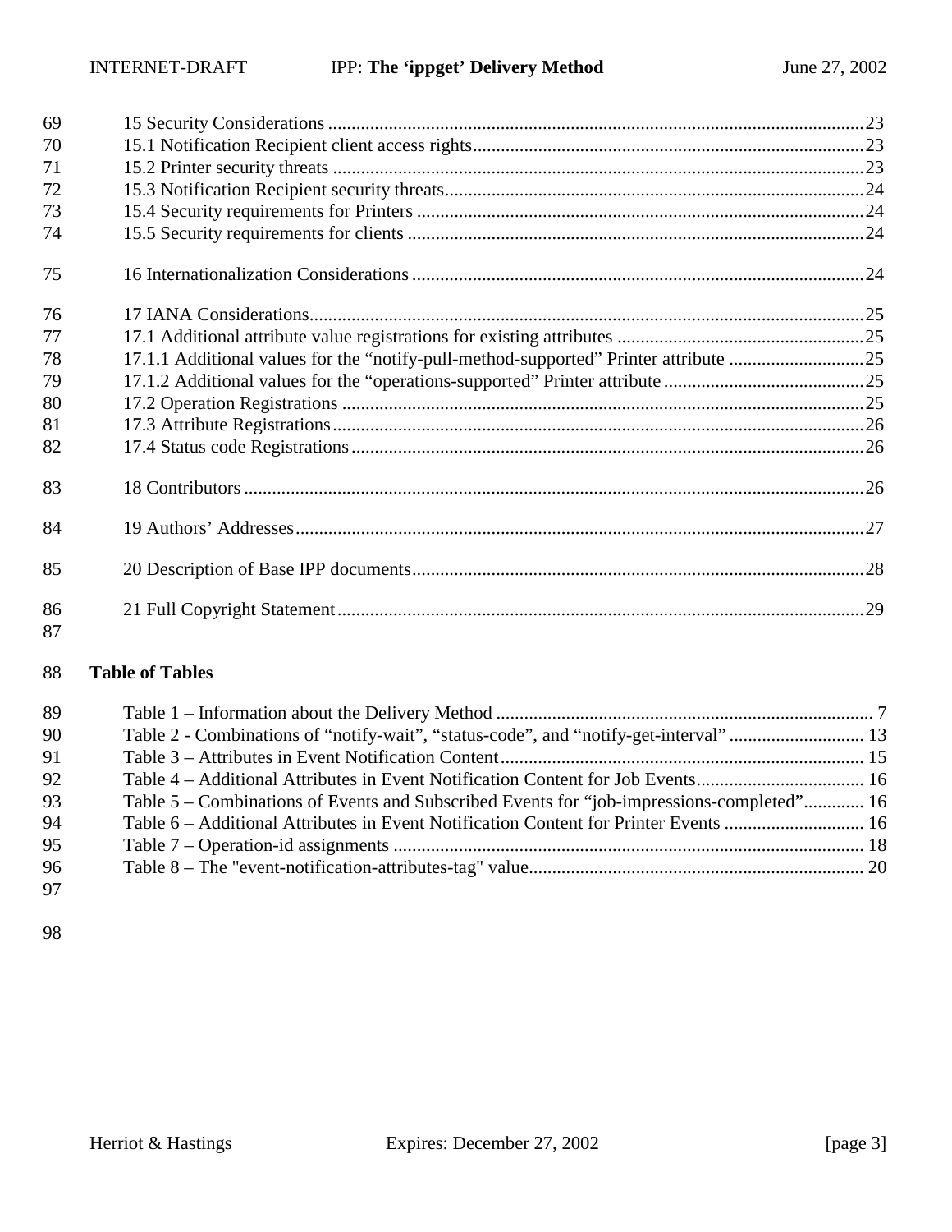69 15 Security Considerations ....................................................................................................................23
70 15.1 Notification Recipient client access rights....................................................................................23
71 15.2 Printer security threats ..................................................................................................................23
72 15.3 Notification Recipient security threats..........................................................................................24
73 15.4 Security requirements for Printers ................................................................................................24
74 15.5 Security requirements for clients ..................................................................................................24

75 16 Internationalization Considerations .................................................................................................24

76 17 IANA Considerations.......................................................................................................................25
77 17.1 Additional attribute value registrations for existing attributes .....................................................25
78 17.1.1 Additional values for the "notify-pull-method-supported" Printer attribute .............................25
79 17.1.2 Additional values for the "operations-supported" Printer attribute ...........................................25
80 17.2 Operation Registrations ................................................................................................................25
81 17.3 Attribute Registrations..................................................................................................................26
82 17.4 Status code Registrations..............................................................................................................26

83 18 Contributors .....................................................................................................................................26

84 19 Authors' Addresses..........................................................................................................................27

85 20 Description of Base IPP documents.................................................................................................28

86 21 Full Copyright Statement.................................................................................................................29
87

88 **Table of Tables**

89 Table 1 – Information about the Delivery Method ................................................................................ 7
90 Table 2 - Combinations of "notify-wait", "status-code", and "notify-get-interval" ............................. 13
91 Table 3 – Attributes in Event Notification Content.............................................................................. 15
92 Table 4 – Additional Attributes in Event Notification Content for Job Events.................................... 16
93 Table 5 – Combinations of Events and Subscribed Events for "job-impressions-completed"............. 16
94 Table 6 – Additional Attributes in Event Notification Content for Printer Events .............................. 16
95 Table 7 – Operation-id assignments ..................................................................................................... 18
96 Table 8 – The "event-notification-attributes-tag" value........................................................................ 20
97

98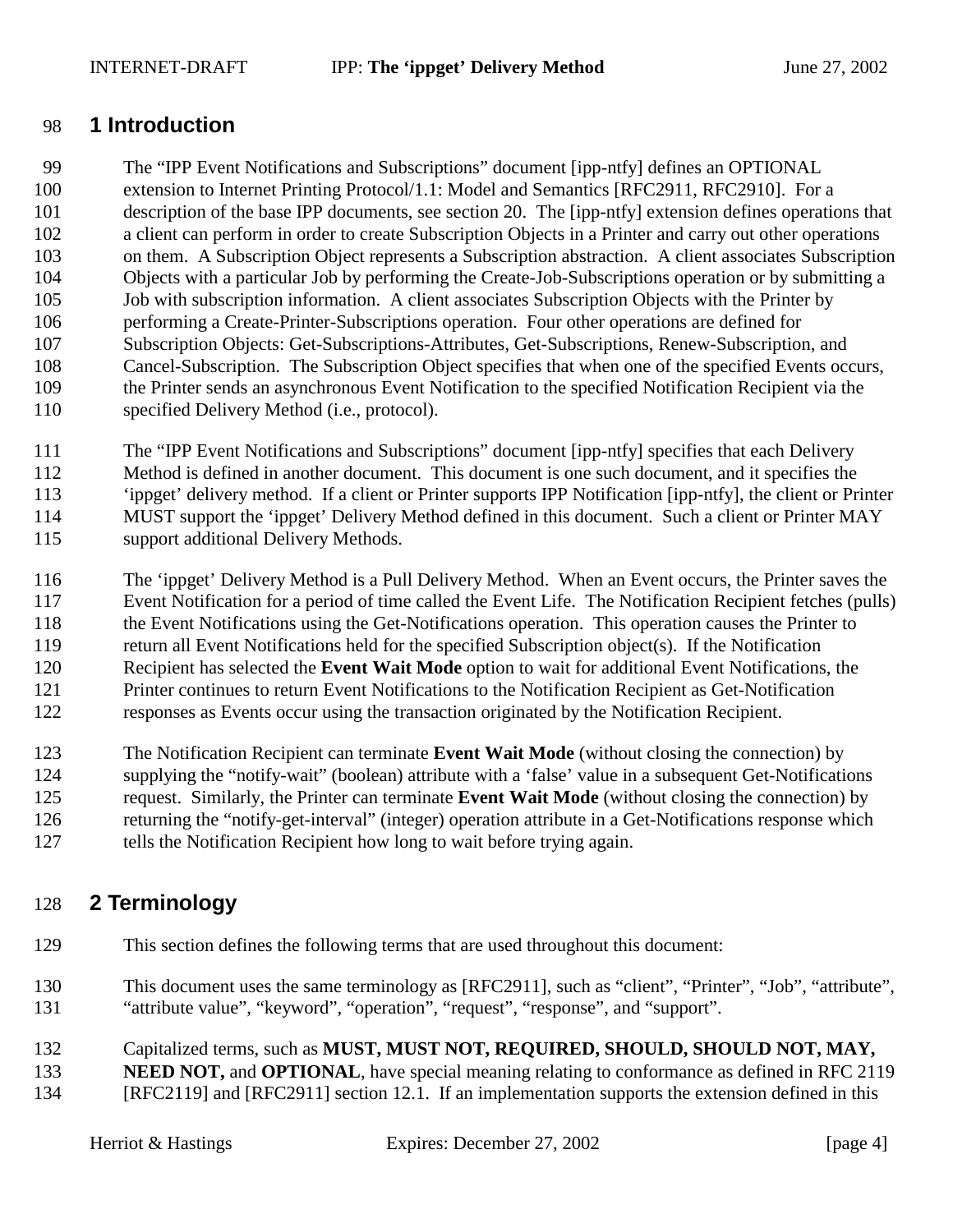# 1 Introduction

The "IPP Event Notifications and Subscriptions" document [ipp-ntfy] defines an OPTIONAL extension to Internet Printing Protocol/1.1: Model and Semantics [RFC2911, RFC2910]. For a description of the base IPP documents, see section 20. The [ipp-ntfy] extension defines operations that a client can perform in order to create Subscription Objects in a Printer and carry out other operations on them. A Subscription Object represents a Subscription abstraction. A client associates Subscription Objects with a particular Job by performing the Create-Job-Subscriptions operation or by submitting a Job with subscription information. A client associates Subscription Objects with the Printer by performing a Create-Printer-Subscriptions operation. Four other operations are defined for Subscription Objects: Get-Subscriptions-Attributes, Get-Subscriptions, Renew-Subscription, and Cancel-Subscription. The Subscription Object specifies that when one of the specified Events occurs, the Printer sends an asynchronous Event Notification to the specified Notification Recipient via the specified Delivery Method (i.e., protocol).

The "IPP Event Notifications and Subscriptions" document [ipp-ntfy] specifies that each Delivery Method is defined in another document. This document is one such document, and it specifies the 'ippget' delivery method. If a client or Printer supports IPP Notification [ipp-ntfy], the client or Printer MUST support the 'ippget' Delivery Method defined in this document. Such a client or Printer MAY support additional Delivery Methods.

The 'ippget' Delivery Method is a Pull Delivery Method. When an Event occurs, the Printer saves the Event Notification for a period of time called the Event Life. The Notification Recipient fetches (pulls) the Event Notifications using the Get-Notifications operation. This operation causes the Printer to return all Event Notifications held for the specified Subscription object(s). If the Notification Recipient has selected the **Event Wait Mode** option to wait for additional Event Notifications, the Printer continues to return Event Notifications to the Notification Recipient as Get-Notification responses as Events occur using the transaction originated by the Notification Recipient.

The Notification Recipient can terminate **Event Wait Mode** (without closing the connection) by supplying the "notify-wait" (boolean) attribute with a 'false' value in a subsequent Get-Notifications request. Similarly, the Printer can terminate **Event Wait Mode** (without closing the connection) by returning the "notify-get-interval" (integer) operation attribute in a Get-Notifications response which tells the Notification Recipient how long to wait before trying again.

# 2 Terminology

This section defines the following terms that are used throughout this document:

This document uses the same terminology as [RFC2911], such as "client", "Printer", "Job", "attribute", "attribute value", "keyword", "operation", "request", "response", and "support".

Capitalized terms, such as **MUST, MUST NOT, REQUIRED, SHOULD, SHOULD NOT, MAY, NEED NOT,** and **OPTIONAL**, have special meaning relating to conformance as defined in RFC 2119 [RFC2119] and [RFC2911] section 12.1. If an implementation supports the extension defined in this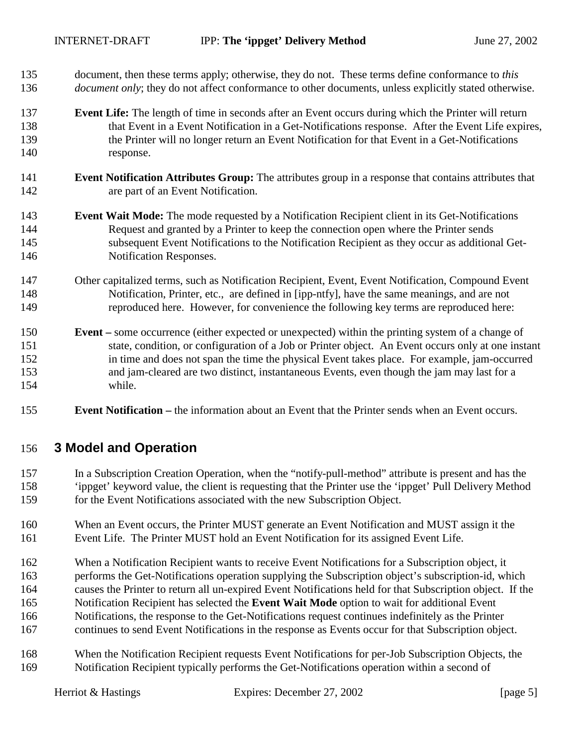document, then these terms apply; otherwise, they do not. These terms define conformance to *this document only*; they do not affect conformance to other documents, unless explicitly stated otherwise.

**Event Life:** The length of time in seconds after an Event occurs during which the Printer will return that Event in a Event Notification in a Get-Notifications response. After the Event Life expires, the Printer will no longer return an Event Notification for that Event in a Get-Notifications response.

**Event Notification Attributes Group:** The attributes group in a response that contains attributes that are part of an Event Notification.

**Event Wait Mode:** The mode requested by a Notification Recipient client in its Get-Notifications Request and granted by a Printer to keep the connection open where the Printer sends subsequent Event Notifications to the Notification Recipient as they occur as additional Get-Notification Responses.

Other capitalized terms, such as Notification Recipient, Event, Event Notification, Compound Event Notification, Printer, etc., are defined in [ipp-ntfy], have the same meanings, and are not reproduced here. However, for convenience the following key terms are reproduced here:

**Event –** some occurrence (either expected or unexpected) within the printing system of a change of state, condition, or configuration of a Job or Printer object. An Event occurs only at one instant in time and does not span the time the physical Event takes place. For example, jam-occurred and jam-cleared are two distinct, instantaneous Events, even though the jam may last for a while.

**Event Notification –** the information about an Event that the Printer sends when an Event occurs.

# 3 Model and Operation

In a Subscription Creation Operation, when the "notify-pull-method" attribute is present and has the 'ippget' keyword value, the client is requesting that the Printer use the 'ippget' Pull Delivery Method for the Event Notifications associated with the new Subscription Object.

When an Event occurs, the Printer MUST generate an Event Notification and MUST assign it the Event Life. The Printer MUST hold an Event Notification for its assigned Event Life.

When a Notification Recipient wants to receive Event Notifications for a Subscription object, it performs the Get-Notifications operation supplying the Subscription object's subscription-id, which causes the Printer to return all un-expired Event Notifications held for that Subscription object. If the Notification Recipient has selected the **Event Wait Mode** option to wait for additional Event Notifications, the response to the Get-Notifications request continues indefinitely as the Printer continues to send Event Notifications in the response as Events occur for that Subscription object.

When the Notification Recipient requests Event Notifications for per-Job Subscription Objects, the Notification Recipient typically performs the Get-Notifications operation within a second of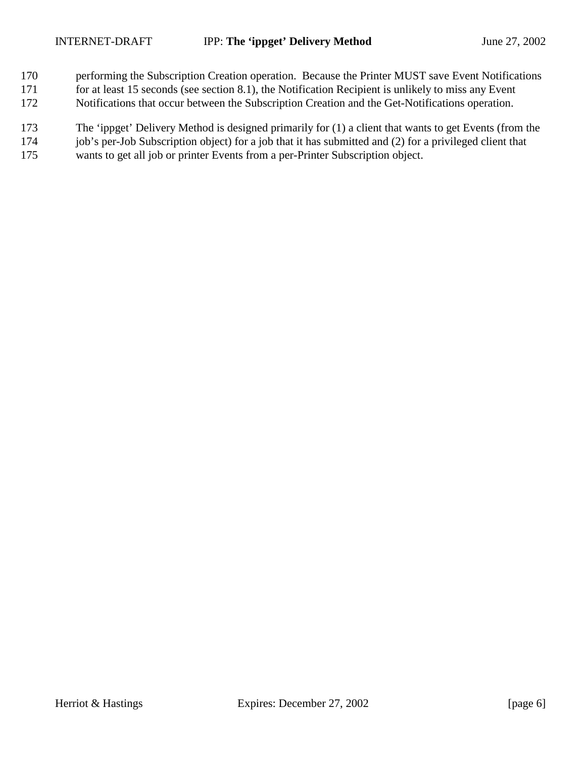performing the Subscription Creation operation. Because the Printer MUST save Event Notifications for at least 15 seconds (see section 8.1), the Notification Recipient is unlikely to miss any Event Notifications that occur between the Subscription Creation and the Get-Notifications operation.

The 'ippget' Delivery Method is designed primarily for (1) a client that wants to get Events (from the job's per-Job Subscription object) for a job that it has submitted and (2) for a privileged client that wants to get all job or printer Events from a per-Printer Subscription object.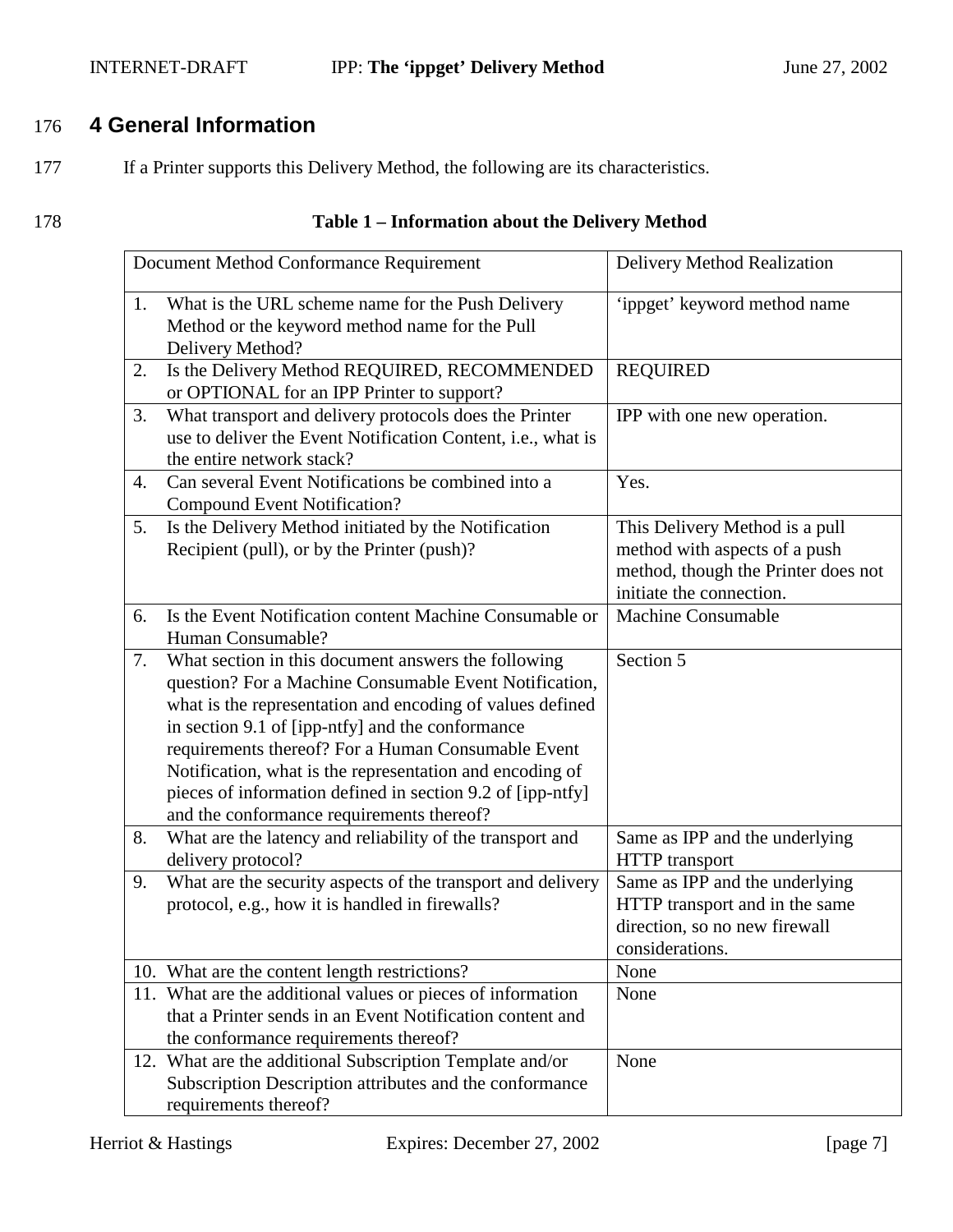# 4 General Information

If a Printer supports this Delivery Method, the following are its characteristics.

**Table 1 – Information about the Delivery Method**

| Document Method Conformance Requirement | Delivery Method Realization |
|---|---|
| 1. What is the URL scheme name for the Push Delivery Method or the keyword method name for the Pull Delivery Method? | 'ippget' keyword method name |
| 2. Is the Delivery Method REQUIRED, RECOMMENDED or OPTIONAL for an IPP Printer to support? | REQUIRED |
| 3. What transport and delivery protocols does the Printer use to deliver the Event Notification Content, i.e., what is the entire network stack? | IPP with one new operation. |
| 4. Can several Event Notifications be combined into a Compound Event Notification? | Yes. |
| 5. Is the Delivery Method initiated by the Notification Recipient (pull), or by the Printer (push)? | This Delivery Method is a pull method with aspects of a push method, though the Printer does not initiate the connection. |
| 6. Is the Event Notification content Machine Consumable or Human Consumable? | Machine Consumable |
| 7. What section in this document answers the following question? For a Machine Consumable Event Notification, what is the representation and encoding of values defined in section 9.1 of [ipp-ntfy] and the conformance requirements thereof? For a Human Consumable Event Notification, what is the representation and encoding of pieces of information defined in section 9.2 of [ipp-ntfy] and the conformance requirements thereof? | Section 5 |
| 8. What are the latency and reliability of the transport and delivery protocol? | Same as IPP and the underlying HTTP transport |
| 9. What are the security aspects of the transport and delivery protocol, e.g., how it is handled in firewalls? | Same as IPP and the underlying HTTP transport and in the same direction, so no new firewall considerations. |
| 10. What are the content length restrictions? | None |
| 11. What are the additional values or pieces of information that a Printer sends in an Event Notification content and the conformance requirements thereof? | None |
| 12. What are the additional Subscription Template and/or Subscription Description attributes and the conformance requirements thereof? | None |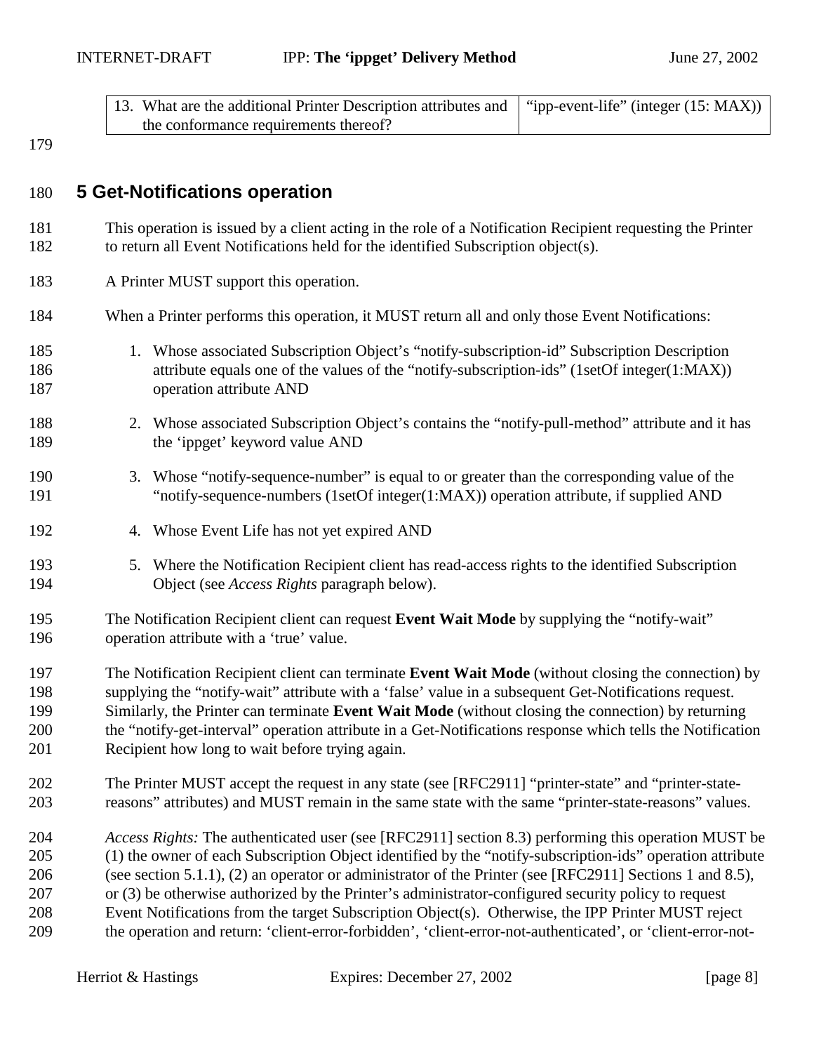| 13. What are the additional Printer Description attributes and the conformance requirements thereof? | "ipp-event-life" (integer (15: MAX)) |
|---|---|

## 5 Get-Notifications operation

This operation is issued by a client acting in the role of a Notification Recipient requesting the Printer to return all Event Notifications held for the identified Subscription object(s).

A Printer MUST support this operation.

When a Printer performs this operation, it MUST return all and only those Event Notifications:

1. Whose associated Subscription Object's "notify-subscription-id" Subscription Description attribute equals one of the values of the "notify-subscription-ids" (1setOf integer(1:MAX)) operation attribute AND

2. Whose associated Subscription Object's contains the "notify-pull-method" attribute and it has the 'ippget' keyword value AND

3. Whose "notify-sequence-number" is equal to or greater than the corresponding value of the "notify-sequence-numbers (1setOf integer(1:MAX)) operation attribute, if supplied AND

4. Whose Event Life has not yet expired AND

5. Where the Notification Recipient client has read-access rights to the identified Subscription Object (see *Access Rights* paragraph below).

The Notification Recipient client can request **Event Wait Mode** by supplying the "notify-wait" operation attribute with a 'true' value.

The Notification Recipient client can terminate **Event Wait Mode** (without closing the connection) by supplying the "notify-wait" attribute with a 'false' value in a subsequent Get-Notifications request. Similarly, the Printer can terminate **Event Wait Mode** (without closing the connection) by returning the "notify-get-interval" operation attribute in a Get-Notifications response which tells the Notification Recipient how long to wait before trying again.

The Printer MUST accept the request in any state (see [RFC2911] "printer-state" and "printer-state-reasons" attributes) and MUST remain in the same state with the same "printer-state-reasons" values.

*Access Rights:* The authenticated user (see [RFC2911] section 8.3) performing this operation MUST be (1) the owner of each Subscription Object identified by the "notify-subscription-ids" operation attribute (see section 5.1.1), (2) an operator or administrator of the Printer (see [RFC2911] Sections 1 and 8.5), or (3) be otherwise authorized by the Printer's administrator-configured security policy to request Event Notifications from the target Subscription Object(s). Otherwise, the IPP Printer MUST reject the operation and return: 'client-error-forbidden', 'client-error-not-authenticated', or 'client-error-not-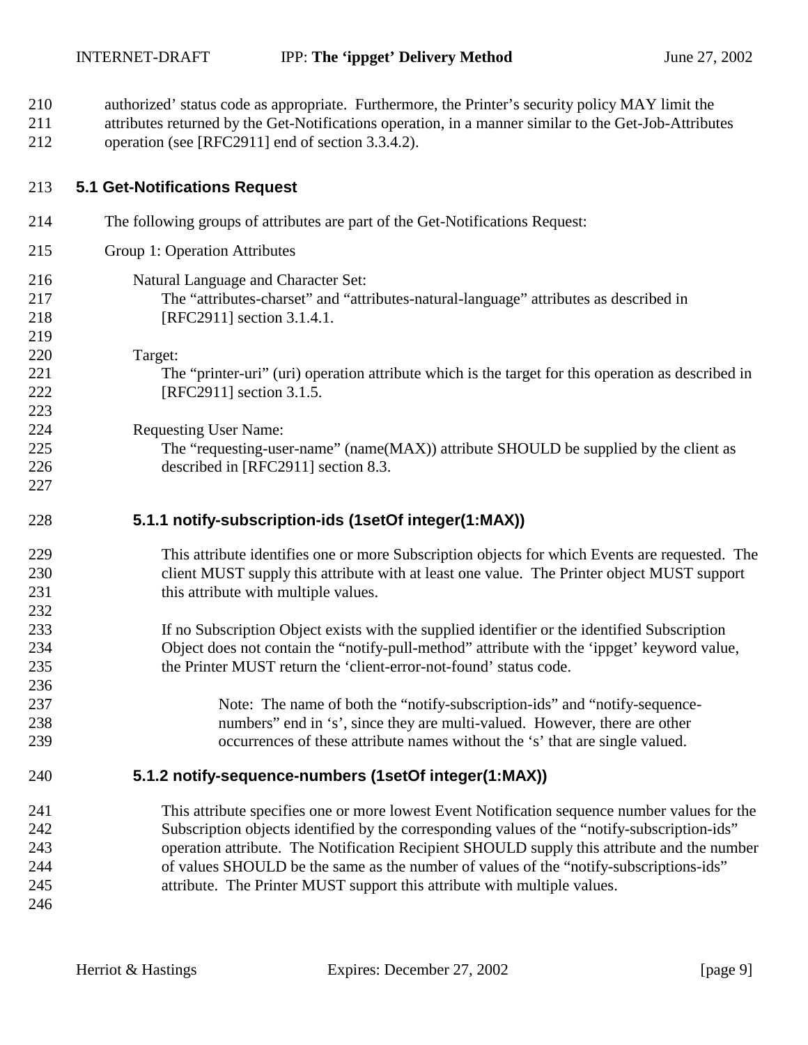authorized' status code as appropriate. Furthermore, the Printer's security policy MAY limit the attributes returned by the Get-Notifications operation, in a manner similar to the Get-Job-Attributes operation (see [RFC2911] end of section 3.3.4.2).

## 5.1 Get-Notifications Request

The following groups of attributes are part of the Get-Notifications Request:

Group 1: Operation Attributes

Natural Language and Character Set:
The "attributes-charset" and "attributes-natural-language" attributes as described in [RFC2911] section 3.1.4.1.

Target:
The "printer-uri" (uri) operation attribute which is the target for this operation as described in [RFC2911] section 3.1.5.

Requesting User Name:
The "requesting-user-name" (name(MAX)) attribute SHOULD be supplied by the client as described in [RFC2911] section 8.3.

### 5.1.1 notify-subscription-ids (1setOf integer(1:MAX))

This attribute identifies one or more Subscription objects for which Events are requested. The client MUST supply this attribute with at least one value. The Printer object MUST support this attribute with multiple values.

If no Subscription Object exists with the supplied identifier or the identified Subscription Object does not contain the "notify-pull-method" attribute with the 'ippget' keyword value, the Printer MUST return the 'client-error-not-found' status code.

> Note: The name of both the "notify-subscription-ids" and "notify-sequence-numbers" end in 's', since they are multi-valued. However, there are other occurrences of these attribute names without the 's' that are single valued.

### 5.1.2 notify-sequence-numbers (1setOf integer(1:MAX))

This attribute specifies one or more lowest Event Notification sequence number values for the Subscription objects identified by the corresponding values of the "notify-subscription-ids" operation attribute. The Notification Recipient SHOULD supply this attribute and the number of values SHOULD be the same as the number of values of the "notify-subscriptions-ids" attribute. The Printer MUST support this attribute with multiple values.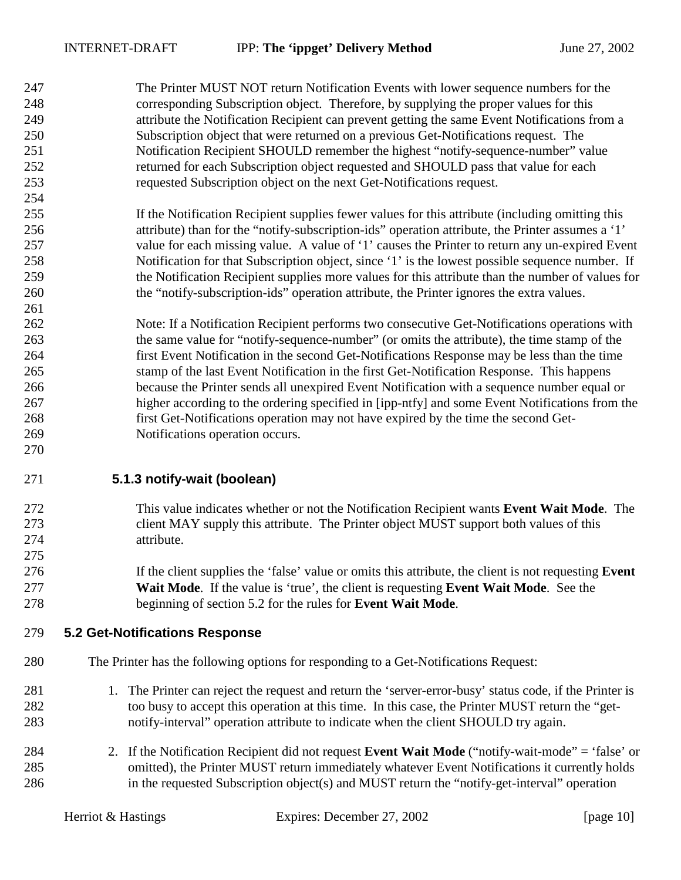The Printer MUST NOT return Notification Events with lower sequence numbers for the corresponding Subscription object. Therefore, by supplying the proper values for this attribute the Notification Recipient can prevent getting the same Event Notifications from a Subscription object that were returned on a previous Get-Notifications request. The Notification Recipient SHOULD remember the highest "notify-sequence-number" value returned for each Subscription object requested and SHOULD pass that value for each requested Subscription object on the next Get-Notifications request.

If the Notification Recipient supplies fewer values for this attribute (including omitting this attribute) than for the "notify-subscription-ids" operation attribute, the Printer assumes a '1' value for each missing value. A value of '1' causes the Printer to return any un-expired Event Notification for that Subscription object, since '1' is the lowest possible sequence number. If the Notification Recipient supplies more values for this attribute than the number of values for the "notify-subscription-ids" operation attribute, the Printer ignores the extra values.

Note: If a Notification Recipient performs two consecutive Get-Notifications operations with the same value for "notify-sequence-number" (or omits the attribute), the time stamp of the first Event Notification in the second Get-Notifications Response may be less than the time stamp of the last Event Notification in the first Get-Notification Response. This happens because the Printer sends all unexpired Event Notification with a sequence number equal or higher according to the ordering specified in [ipp-ntfy] and some Event Notifications from the first Get-Notifications operation may not have expired by the time the second Get-Notifications operation occurs.

#### 5.1.3 notify-wait (boolean)

This value indicates whether or not the Notification Recipient wants **Event Wait Mode**. The client MAY supply this attribute. The Printer object MUST support both values of this attribute.

If the client supplies the 'false' value or omits this attribute, the client is not requesting **Event Wait Mode**. If the value is 'true', the client is requesting **Event Wait Mode**. See the beginning of section 5.2 for the rules for **Event Wait Mode**.

### 5.2 Get-Notifications Response

The Printer has the following options for responding to a Get-Notifications Request:

1. The Printer can reject the request and return the 'server-error-busy' status code, if the Printer is too busy to accept this operation at this time. In this case, the Printer MUST return the "get-notify-interval" operation attribute to indicate when the client SHOULD try again.

2. If the Notification Recipient did not request **Event Wait Mode** ("notify-wait-mode" = 'false' or omitted), the Printer MUST return immediately whatever Event Notifications it currently holds in the requested Subscription object(s) and MUST return the "notify-get-interval" operation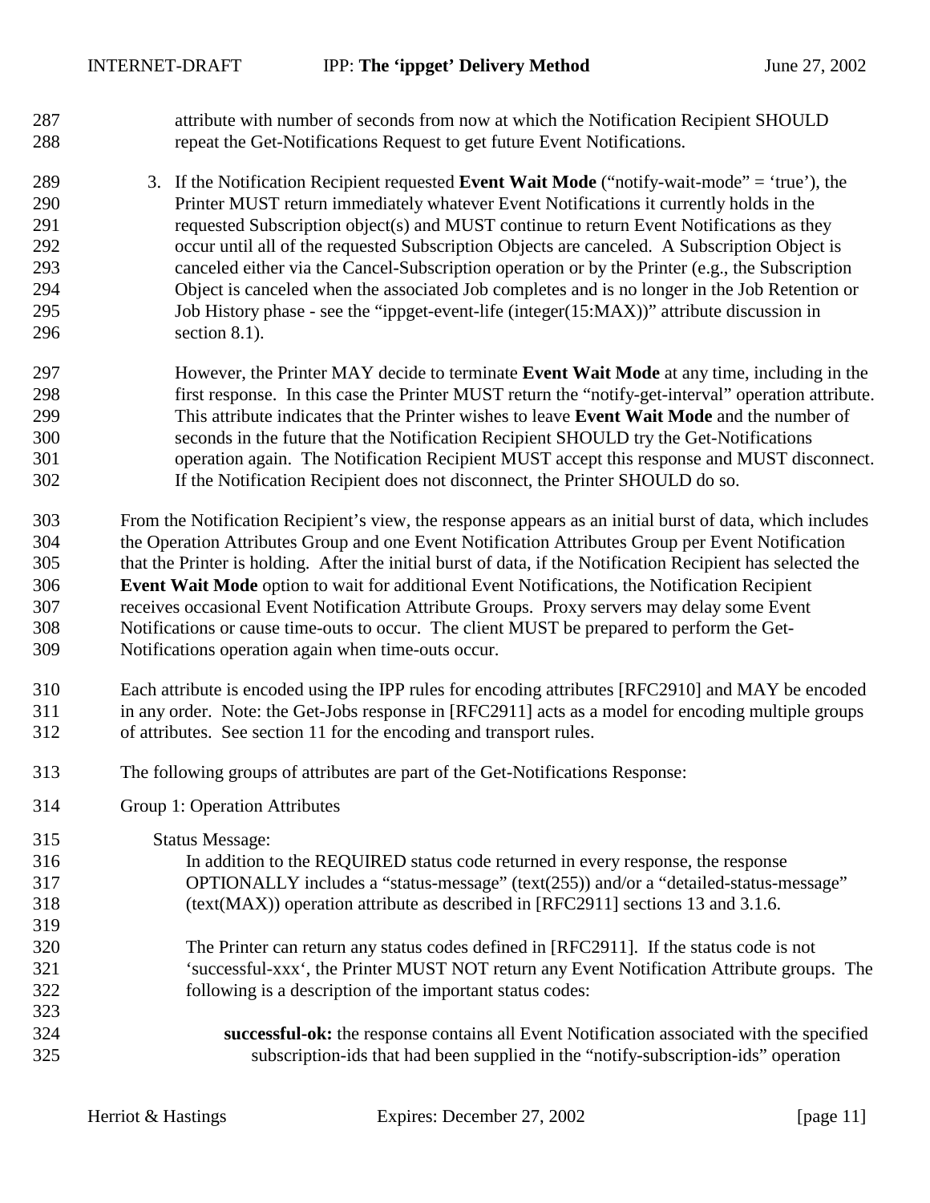attribute with number of seconds from now at which the Notification Recipient SHOULD repeat the Get-Notifications Request to get future Event Notifications.

3. If the Notification Recipient requested **Event Wait Mode** ("notify-wait-mode" = 'true'), the Printer MUST return immediately whatever Event Notifications it currently holds in the requested Subscription object(s) and MUST continue to return Event Notifications as they occur until all of the requested Subscription Objects are canceled. A Subscription Object is canceled either via the Cancel-Subscription operation or by the Printer (e.g., the Subscription Object is canceled when the associated Job completes and is no longer in the Job Retention or Job History phase - see the "ippget-event-life (integer(15:MAX))" attribute discussion in section 8.1).

   However, the Printer MAY decide to terminate **Event Wait Mode** at any time, including in the first response. In this case the Printer MUST return the "notify-get-interval" operation attribute. This attribute indicates that the Printer wishes to leave **Event Wait Mode** and the number of seconds in the future that the Notification Recipient SHOULD try the Get-Notifications operation again. The Notification Recipient MUST accept this response and MUST disconnect. If the Notification Recipient does not disconnect, the Printer SHOULD do so.

From the Notification Recipient's view, the response appears as an initial burst of data, which includes the Operation Attributes Group and one Event Notification Attributes Group per Event Notification that the Printer is holding. After the initial burst of data, if the Notification Recipient has selected the **Event Wait Mode** option to wait for additional Event Notifications, the Notification Recipient receives occasional Event Notification Attribute Groups. Proxy servers may delay some Event Notifications or cause time-outs to occur. The client MUST be prepared to perform the Get-Notifications operation again when time-outs occur.

Each attribute is encoded using the IPP rules for encoding attributes [RFC2910] and MAY be encoded in any order. Note: the Get-Jobs response in [RFC2911] acts as a model for encoding multiple groups of attributes. See section 11 for the encoding and transport rules.

The following groups of attributes are part of the Get-Notifications Response:

Group 1: Operation Attributes

Status Message:

In addition to the REQUIRED status code returned in every response, the response OPTIONALLY includes a "status-message" (text(255)) and/or a "detailed-status-message" (text(MAX)) operation attribute as described in [RFC2911] sections 13 and 3.1.6.

The Printer can return any status codes defined in [RFC2911]. If the status code is not 'successful-xxx', the Printer MUST NOT return any Event Notification Attribute groups. The following is a description of the important status codes:

**successful-ok:** the response contains all Event Notification associated with the specified subscription-ids that had been supplied in the "notify-subscription-ids" operation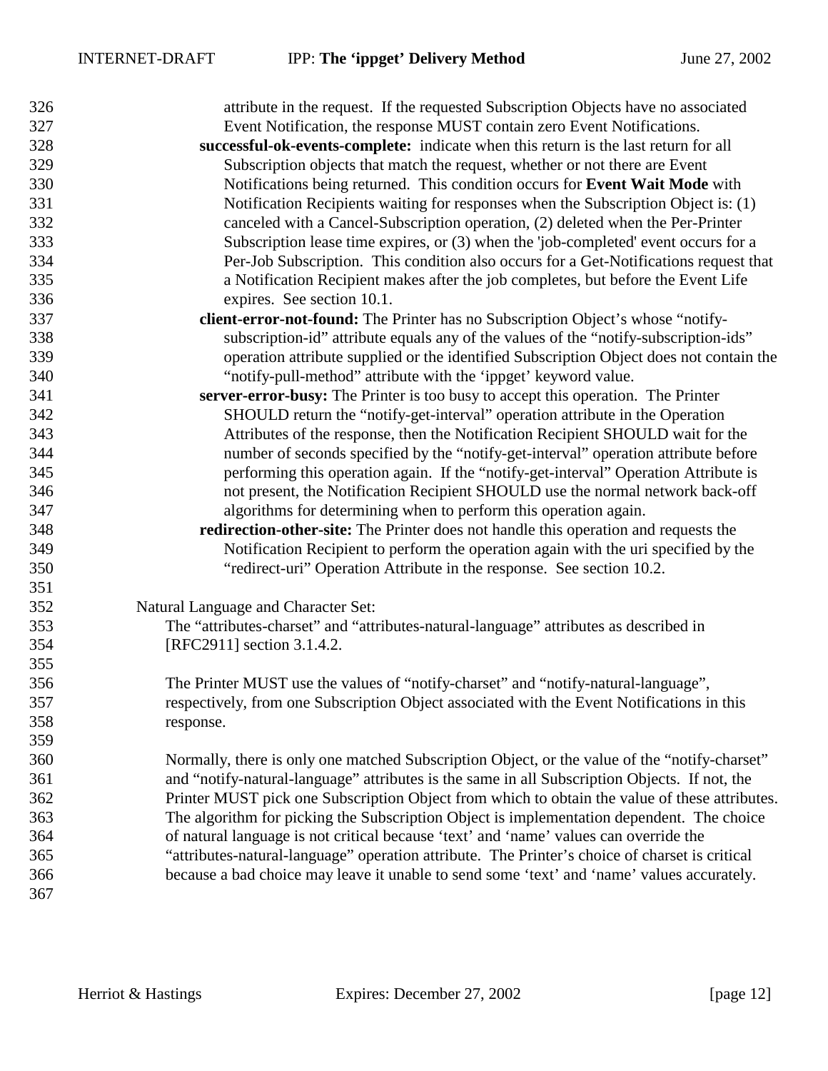attribute in the request. If the requested Subscription Objects have no associated Event Notification, the response MUST contain zero Event Notifications.

**successful-ok-events-complete:** indicate when this return is the last return for all Subscription objects that match the request, whether or not there are Event Notifications being returned. This condition occurs for **Event Wait Mode** with Notification Recipients waiting for responses when the Subscription Object is: (1) canceled with a Cancel-Subscription operation, (2) deleted when the Per-Printer Subscription lease time expires, or (3) when the 'job-completed' event occurs for a Per-Job Subscription. This condition also occurs for a Get-Notifications request that a Notification Recipient makes after the job completes, but before the Event Life expires. See section 10.1.

**client-error-not-found:** The Printer has no Subscription Object's whose "notify-subscription-id" attribute equals any of the values of the "notify-subscription-ids" operation attribute supplied or the identified Subscription Object does not contain the "notify-pull-method" attribute with the 'ippget' keyword value.

**server-error-busy:** The Printer is too busy to accept this operation. The Printer SHOULD return the "notify-get-interval" operation attribute in the Operation Attributes of the response, then the Notification Recipient SHOULD wait for the number of seconds specified by the "notify-get-interval" operation attribute before performing this operation again. If the "notify-get-interval" Operation Attribute is not present, the Notification Recipient SHOULD use the normal network back-off algorithms for determining when to perform this operation again.

**redirection-other-site:** The Printer does not handle this operation and requests the Notification Recipient to perform the operation again with the uri specified by the "redirect-uri" Operation Attribute in the response. See section 10.2.

Natural Language and Character Set:

The "attributes-charset" and "attributes-natural-language" attributes as described in [RFC2911] section 3.1.4.2.

The Printer MUST use the values of "notify-charset" and "notify-natural-language", respectively, from one Subscription Object associated with the Event Notifications in this response.

Normally, there is only one matched Subscription Object, or the value of the "notify-charset" and "notify-natural-language" attributes is the same in all Subscription Objects. If not, the Printer MUST pick one Subscription Object from which to obtain the value of these attributes. The algorithm for picking the Subscription Object is implementation dependent. The choice of natural language is not critical because 'text' and 'name' values can override the "attributes-natural-language" operation attribute. The Printer's choice of charset is critical because a bad choice may leave it unable to send some 'text' and 'name' values accurately.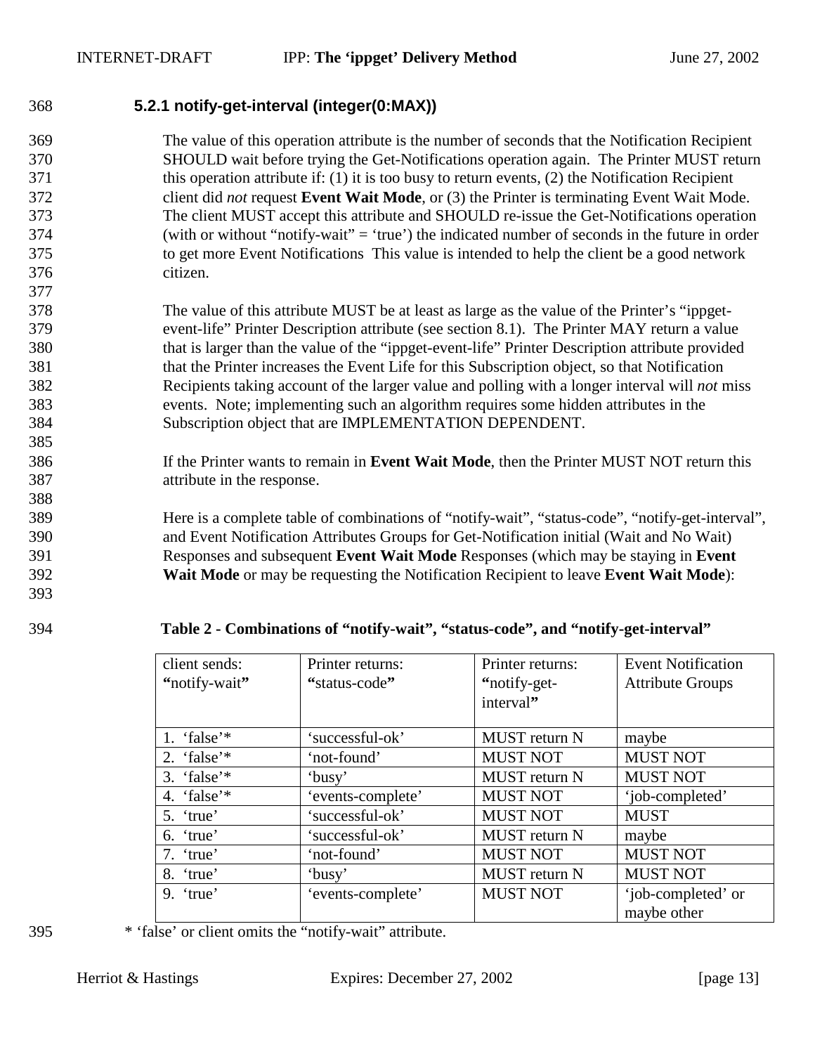### 5.2.1 notify-get-interval (integer(0:MAX))

The value of this operation attribute is the number of seconds that the Notification Recipient SHOULD wait before trying the Get-Notifications operation again. The Printer MUST return this operation attribute if: (1) it is too busy to return events, (2) the Notification Recipient client did *not* request **Event Wait Mode**, or (3) the Printer is terminating Event Wait Mode. The client MUST accept this attribute and SHOULD re-issue the Get-Notifications operation (with or without "notify-wait" = 'true') the indicated number of seconds in the future in order to get more Event Notifications This value is intended to help the client be a good network citizen.

The value of this attribute MUST be at least as large as the value of the Printer's "ippget-event-life" Printer Description attribute (see section 8.1). The Printer MAY return a value that is larger than the value of the "ippget-event-life" Printer Description attribute provided that the Printer increases the Event Life for this Subscription object, so that Notification Recipients taking account of the larger value and polling with a longer interval will *not* miss events. Note; implementing such an algorithm requires some hidden attributes in the Subscription object that are IMPLEMENTATION DEPENDENT.

If the Printer wants to remain in **Event Wait Mode**, then the Printer MUST NOT return this attribute in the response.

Here is a complete table of combinations of "notify-wait", "status-code", "notify-get-interval", and Event Notification Attributes Groups for Get-Notification initial (Wait and No Wait) Responses and subsequent **Event Wait Mode** Responses (which may be staying in **Event Wait Mode** or may be requesting the Notification Recipient to leave **Event Wait Mode**):

**Table 2 - Combinations of "notify-wait", "status-code", and "notify-get-interval"**

| client sends: "notify-wait" | Printer returns: "status-code" | Printer returns: "notify-get-interval" | Event Notification Attribute Groups |
|---|---|---|---|
| 1. 'false'* | 'successful-ok' | MUST return N | maybe |
| 2. 'false'* | 'not-found' | MUST NOT | MUST NOT |
| 3. 'false'* | 'busy' | MUST return N | MUST NOT |
| 4. 'false'* | 'events-complete' | MUST NOT | 'job-completed' |
| 5. 'true' | 'successful-ok' | MUST NOT | MUST |
| 6. 'true' | 'successful-ok' | MUST return N | maybe |
| 7. 'true' | 'not-found' | MUST NOT | MUST NOT |
| 8. 'true' | 'busy' | MUST return N | MUST NOT |
| 9. 'true' | 'events-complete' | MUST NOT | 'job-completed' or maybe other |

* 'false' or client omits the "notify-wait" attribute.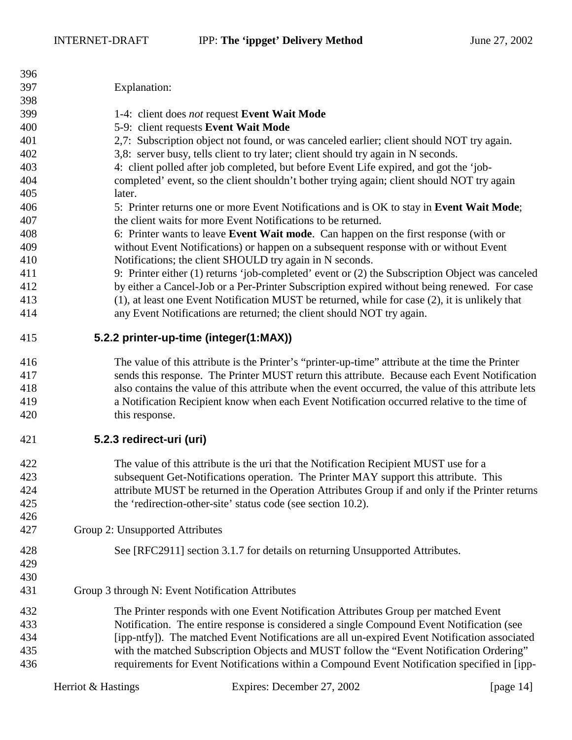Explanation:

1-4: client does *not* request **Event Wait Mode**
5-9: client requests **Event Wait Mode**
2,7: Subscription object not found, or was canceled earlier; client should NOT try again.
3,8: server busy, tells client to try later; client should try again in N seconds.
4: client polled after job completed, but before Event Life expired, and got the 'job-completed' event, so the client shouldn't bother trying again; client should NOT try again later.
5: Printer returns one or more Event Notifications and is OK to stay in **Event Wait Mode**; the client waits for more Event Notifications to be returned.
6: Printer wants to leave **Event Wait mode**. Can happen on the first response (with or without Event Notifications) or happen on a subsequent response with or without Event Notifications; the client SHOULD try again in N seconds.
9: Printer either (1) returns 'job-completed' event or (2) the Subscription Object was canceled by either a Cancel-Job or a Per-Printer Subscription expired without being renewed. For case (1), at least one Event Notification MUST be returned, while for case (2), it is unlikely that any Event Notifications are returned; the client should NOT try again.

### 5.2.2 printer-up-time (integer(1:MAX))

The value of this attribute is the Printer's "printer-up-time" attribute at the time the Printer sends this response. The Printer MUST return this attribute. Because each Event Notification also contains the value of this attribute when the event occurred, the value of this attribute lets a Notification Recipient know when each Event Notification occurred relative to the time of this response.

### 5.2.3 redirect-uri (uri)

The value of this attribute is the uri that the Notification Recipient MUST use for a subsequent Get-Notifications operation. The Printer MAY support this attribute. This attribute MUST be returned in the Operation Attributes Group if and only if the Printer returns the 'redirection-other-site' status code (see section 10.2).

Group 2: Unsupported Attributes

See [RFC2911] section 3.1.7 for details on returning Unsupported Attributes.

Group 3 through N: Event Notification Attributes

The Printer responds with one Event Notification Attributes Group per matched Event Notification. The entire response is considered a single Compound Event Notification (see [ipp-ntfy]). The matched Event Notifications are all un-expired Event Notification associated with the matched Subscription Objects and MUST follow the "Event Notification Ordering" requirements for Event Notifications within a Compound Event Notification specified in [ipp-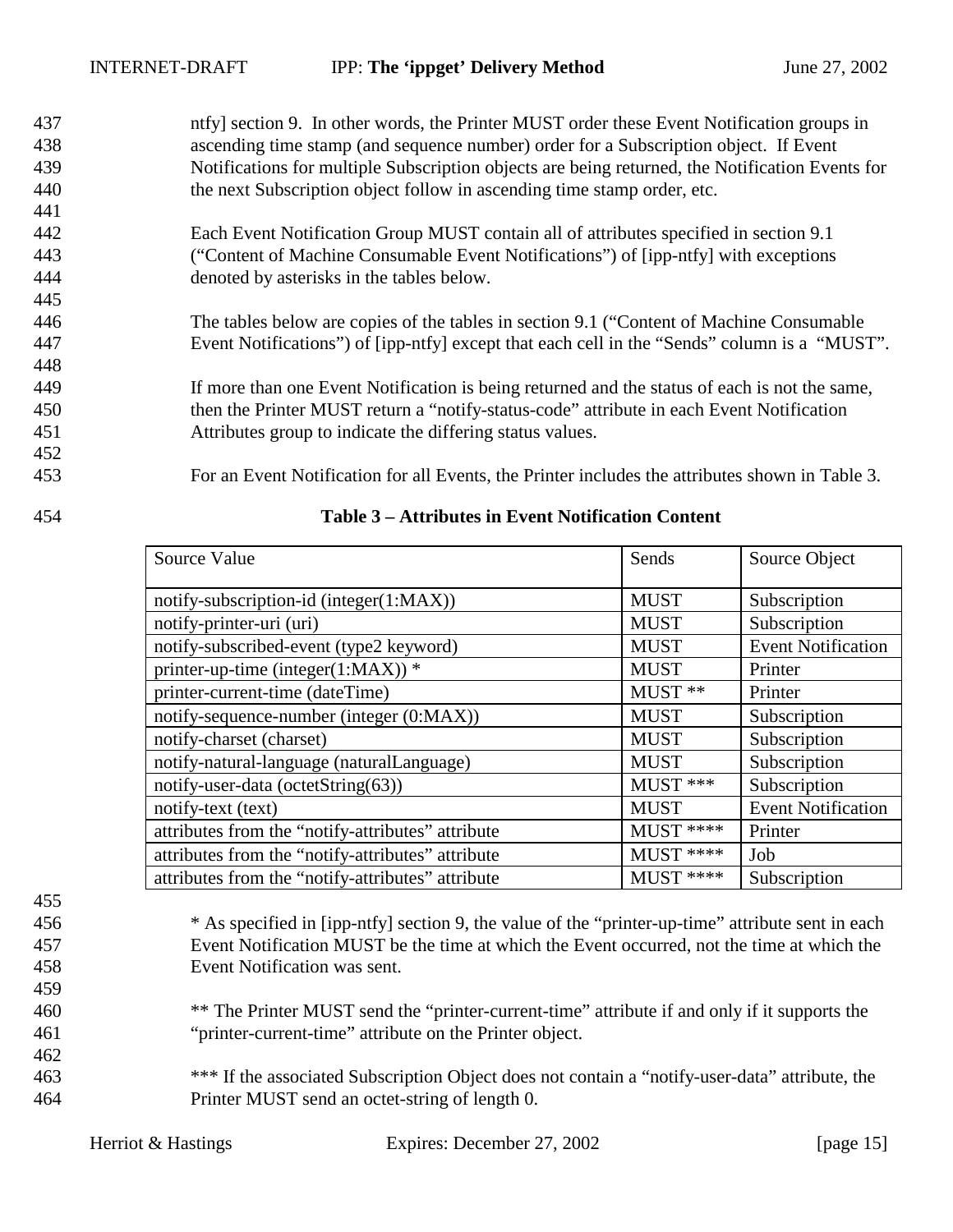ntfy] section 9. In other words, the Printer MUST order these Event Notification groups in ascending time stamp (and sequence number) order for a Subscription object. If Event Notifications for multiple Subscription objects are being returned, the Notification Events for the next Subscription object follow in ascending time stamp order, etc.

Each Event Notification Group MUST contain all of attributes specified in section 9.1 ("Content of Machine Consumable Event Notifications") of [ipp-ntfy] with exceptions denoted by asterisks in the tables below.

The tables below are copies of the tables in section 9.1 ("Content of Machine Consumable Event Notifications") of [ipp-ntfy] except that each cell in the "Sends" column is a "MUST".

If more than one Event Notification is being returned and the status of each is not the same, then the Printer MUST return a "notify-status-code" attribute in each Event Notification Attributes group to indicate the differing status values.

For an Event Notification for all Events, the Printer includes the attributes shown in Table 3.

**Table 3 – Attributes in Event Notification Content**

| Source Value | Sends | Source Object |
|---|---|---|
| notify-subscription-id (integer(1:MAX)) | MUST | Subscription |
| notify-printer-uri (uri) | MUST | Subscription |
| notify-subscribed-event (type2 keyword) | MUST | Event Notification |
| printer-up-time (integer(1:MAX)) * | MUST | Printer |
| printer-current-time (dateTime) | MUST ** | Printer |
| notify-sequence-number (integer (0:MAX)) | MUST | Subscription |
| notify-charset (charset) | MUST | Subscription |
| notify-natural-language (naturalLanguage) | MUST | Subscription |
| notify-user-data (octetString(63)) | MUST *** | Subscription |
| notify-text (text) | MUST | Event Notification |
| attributes from the "notify-attributes" attribute | MUST **** | Printer |
| attributes from the "notify-attributes" attribute | MUST **** | Job |
| attributes from the "notify-attributes" attribute | MUST **** | Subscription |

* As specified in [ipp-ntfy] section 9, the value of the "printer-up-time" attribute sent in each Event Notification MUST be the time at which the Event occurred, not the time at which the Event Notification was sent.

** The Printer MUST send the "printer-current-time" attribute if and only if it supports the "printer-current-time" attribute on the Printer object.

*** If the associated Subscription Object does not contain a "notify-user-data" attribute, the Printer MUST send an octet-string of length 0.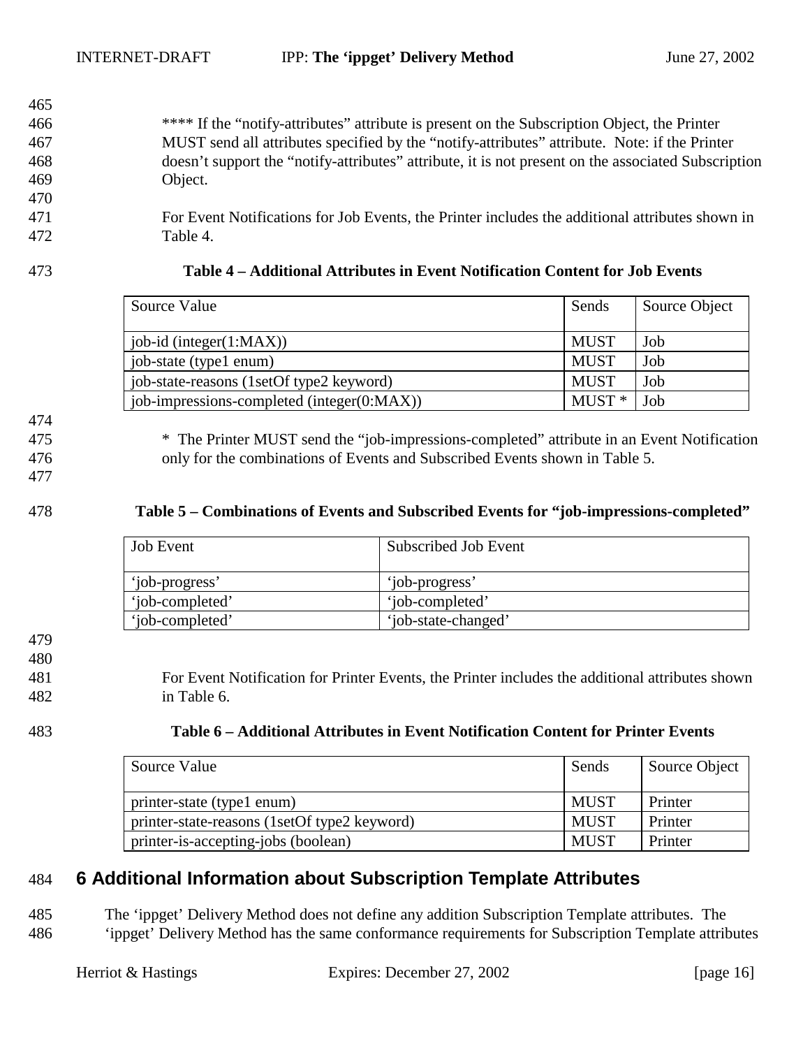**** If the "notify-attributes" attribute is present on the Subscription Object, the Printer MUST send all attributes specified by the "notify-attributes" attribute. Note: if the Printer doesn't support the "notify-attributes" attribute, it is not present on the associated Subscription Object.

For Event Notifications for Job Events, the Printer includes the additional attributes shown in Table 4.

**Table 4 – Additional Attributes in Event Notification Content for Job Events**

| Source Value | Sends | Source Object |
|---|---|---|
| job-id (integer(1:MAX)) | MUST | Job |
| job-state (type1 enum) | MUST | Job |
| job-state-reasons (1setOf type2 keyword) | MUST | Job |
| job-impressions-completed (integer(0:MAX)) | MUST * | Job |

* The Printer MUST send the "job-impressions-completed" attribute in an Event Notification only for the combinations of Events and Subscribed Events shown in Table 5.

**Table 5 – Combinations of Events and Subscribed Events for "job-impressions-completed"**

| Job Event | Subscribed Job Event |
|---|---|
| 'job-progress' | 'job-progress' |
| 'job-completed' | 'job-completed' |
| 'job-completed' | 'job-state-changed' |

For Event Notification for Printer Events, the Printer includes the additional attributes shown in Table 6.

**Table 6 – Additional Attributes in Event Notification Content for Printer Events**

| Source Value | Sends | Source Object |
|---|---|---|
| printer-state (type1 enum) | MUST | Printer |
| printer-state-reasons (1setOf type2 keyword) | MUST | Printer |
| printer-is-accepting-jobs (boolean) | MUST | Printer |

# 6 Additional Information about Subscription Template Attributes

The 'ippget' Delivery Method does not define any addition Subscription Template attributes. The 'ippget' Delivery Method has the same conformance requirements for Subscription Template attributes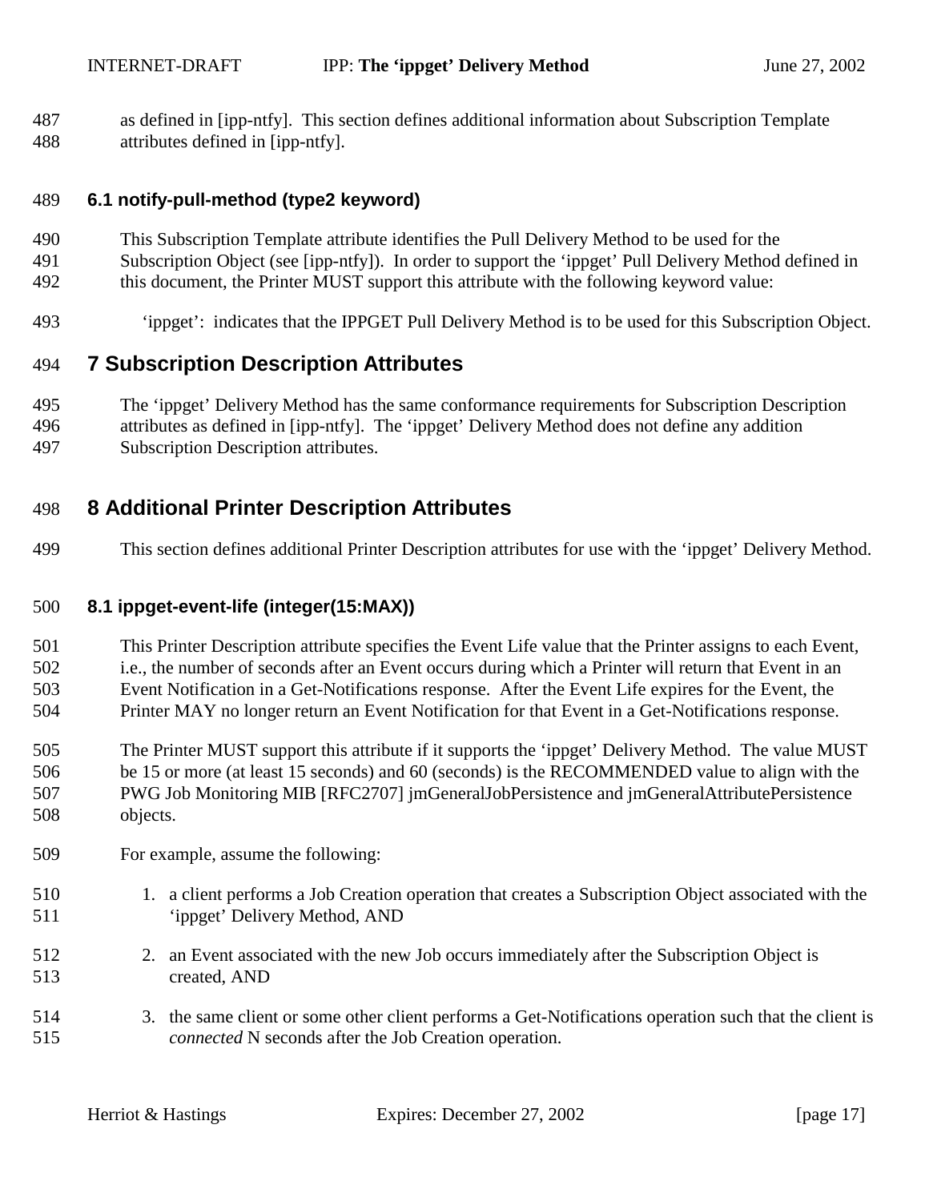as defined in [ipp-ntfy]. This section defines additional information about Subscription Template attributes defined in [ipp-ntfy].

### 6.1 notify-pull-method (type2 keyword)

This Subscription Template attribute identifies the Pull Delivery Method to be used for the Subscription Object (see [ipp-ntfy]). In order to support the 'ippget' Pull Delivery Method defined in this document, the Printer MUST support this attribute with the following keyword value:

'ippget': indicates that the IPPGET Pull Delivery Method is to be used for this Subscription Object.

## 7 Subscription Description Attributes

The 'ippget' Delivery Method has the same conformance requirements for Subscription Description attributes as defined in [ipp-ntfy]. The 'ippget' Delivery Method does not define any addition Subscription Description attributes.

## 8 Additional Printer Description Attributes

This section defines additional Printer Description attributes for use with the 'ippget' Delivery Method.

### 8.1 ippget-event-life (integer(15:MAX))

This Printer Description attribute specifies the Event Life value that the Printer assigns to each Event, i.e., the number of seconds after an Event occurs during which a Printer will return that Event in an Event Notification in a Get-Notifications response. After the Event Life expires for the Event, the Printer MAY no longer return an Event Notification for that Event in a Get-Notifications response.

The Printer MUST support this attribute if it supports the 'ippget' Delivery Method. The value MUST be 15 or more (at least 15 seconds) and 60 (seconds) is the RECOMMENDED value to align with the PWG Job Monitoring MIB [RFC2707] jmGeneralJobPersistence and jmGeneralAttributePersistence objects.

For example, assume the following:

1. a client performs a Job Creation operation that creates a Subscription Object associated with the 'ippget' Delivery Method, AND
2. an Event associated with the new Job occurs immediately after the Subscription Object is created, AND
3. the same client or some other client performs a Get-Notifications operation such that the client is *connected* N seconds after the Job Creation operation.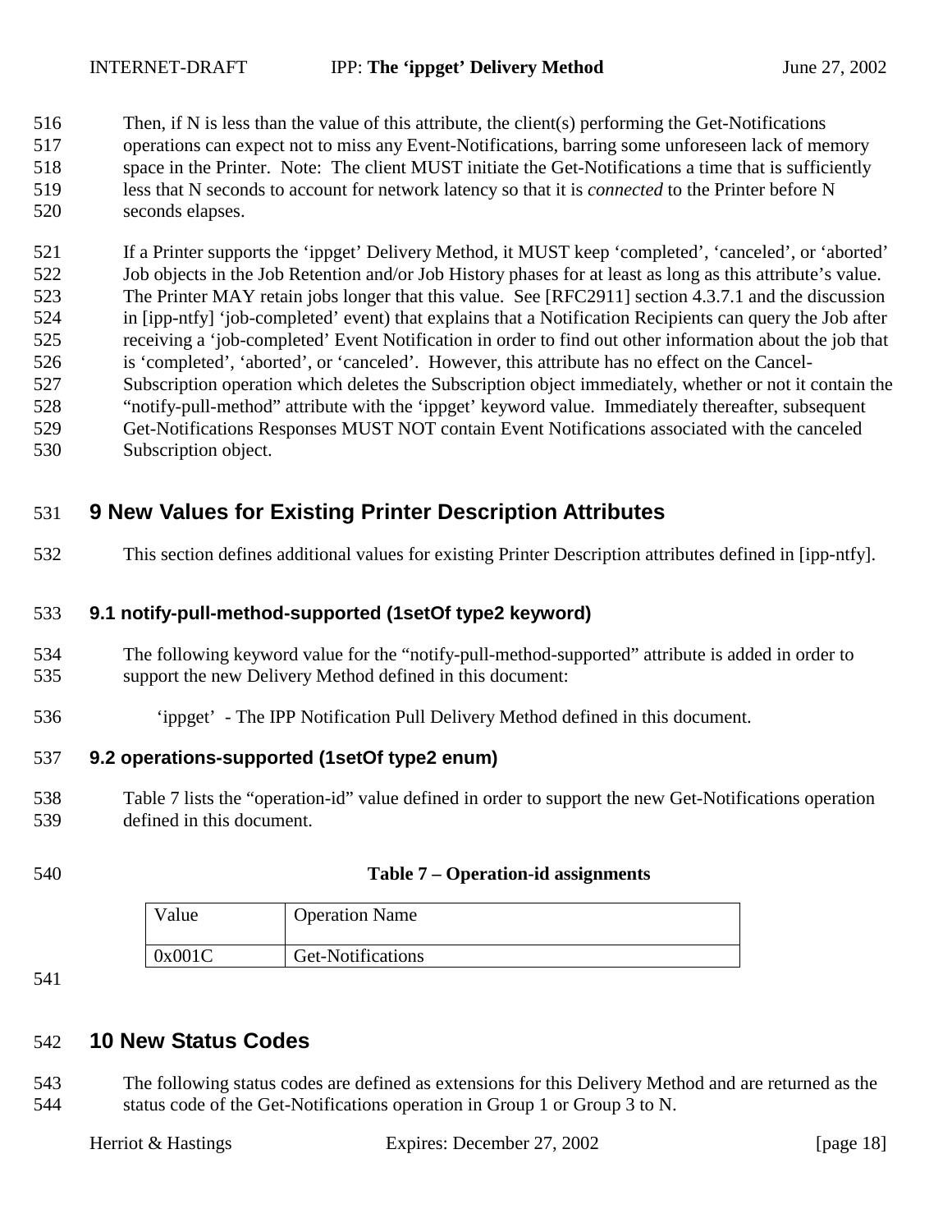Then, if N is less than the value of this attribute, the client(s) performing the Get-Notifications operations can expect not to miss any Event-Notifications, barring some unforeseen lack of memory space in the Printer. Note: The client MUST initiate the Get-Notifications a time that is sufficiently less that N seconds to account for network latency so that it is *connected* to the Printer before N seconds elapses.

If a Printer supports the 'ippget' Delivery Method, it MUST keep 'completed', 'canceled', or 'aborted' Job objects in the Job Retention and/or Job History phases for at least as long as this attribute's value. The Printer MAY retain jobs longer that this value. See [RFC2911] section 4.3.7.1 and the discussion in [ipp-ntfy] 'job-completed' event) that explains that a Notification Recipients can query the Job after receiving a 'job-completed' Event Notification in order to find out other information about the job that is 'completed', 'aborted', or 'canceled'. However, this attribute has no effect on the Cancel-Subscription operation which deletes the Subscription object immediately, whether or not it contain the "notify-pull-method" attribute with the 'ippget' keyword value. Immediately thereafter, subsequent Get-Notifications Responses MUST NOT contain Event Notifications associated with the canceled Subscription object.

# 9 New Values for Existing Printer Description Attributes

This section defines additional values for existing Printer Description attributes defined in [ipp-ntfy].

### 9.1 notify-pull-method-supported (1setOf type2 keyword)

The following keyword value for the "notify-pull-method-supported" attribute is added in order to support the new Delivery Method defined in this document:

'ippget' - The IPP Notification Pull Delivery Method defined in this document.

### 9.2 operations-supported (1setOf type2 enum)

Table 7 lists the "operation-id" value defined in order to support the new Get-Notifications operation defined in this document.

**Table 7 – Operation-id assignments**

| Value | Operation Name |
|---|---|
| 0x001C | Get-Notifications |

# 10 New Status Codes

The following status codes are defined as extensions for this Delivery Method and are returned as the status code of the Get-Notifications operation in Group 1 or Group 3 to N.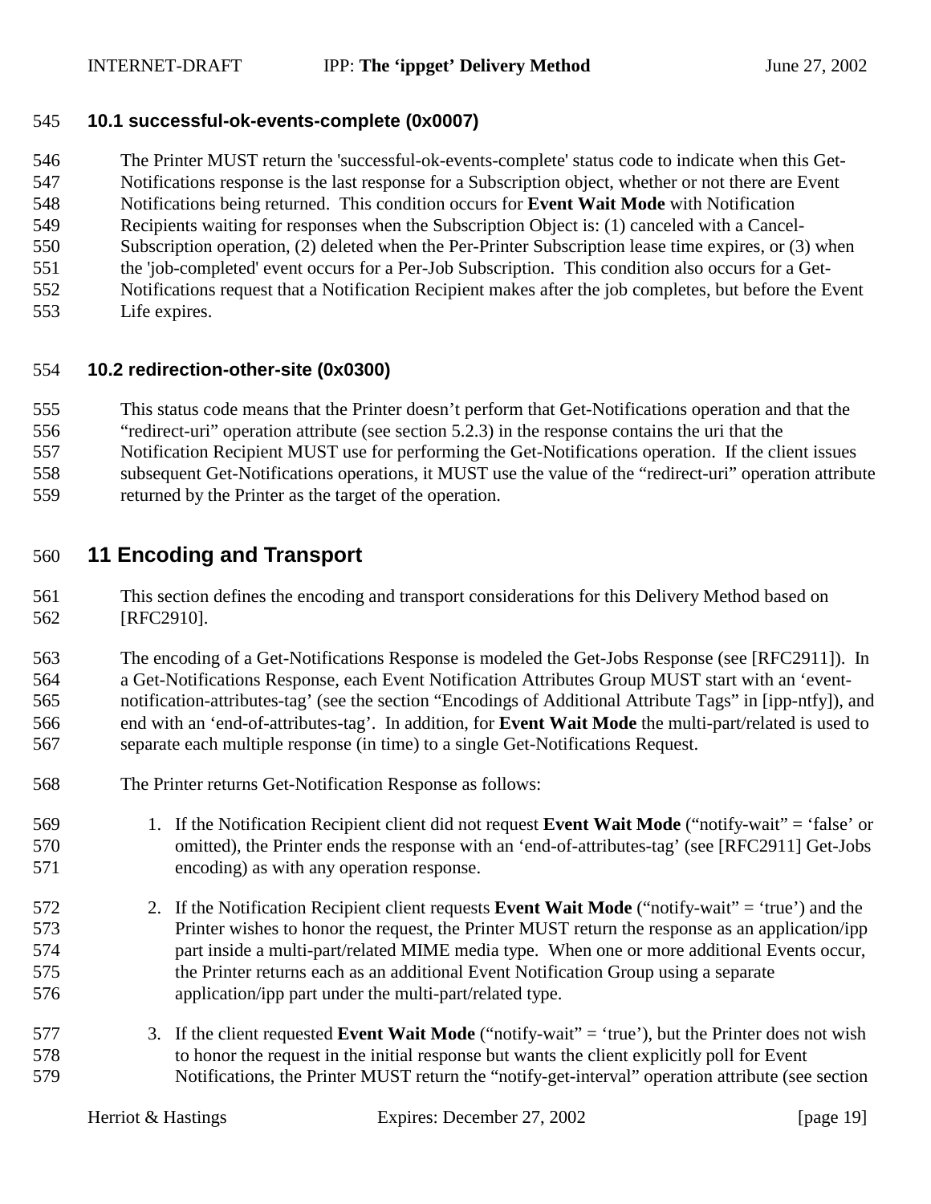### 10.1 successful-ok-events-complete (0x0007)

The Printer MUST return the 'successful-ok-events-complete' status code to indicate when this Get-Notifications response is the last response for a Subscription object, whether or not there are Event Notifications being returned. This condition occurs for **Event Wait Mode** with Notification Recipients waiting for responses when the Subscription Object is: (1) canceled with a Cancel-Subscription operation, (2) deleted when the Per-Printer Subscription lease time expires, or (3) when the 'job-completed' event occurs for a Per-Job Subscription. This condition also occurs for a Get-Notifications request that a Notification Recipient makes after the job completes, but before the Event Life expires.

### 10.2 redirection-other-site (0x0300)

This status code means that the Printer doesn't perform that Get-Notifications operation and that the "redirect-uri" operation attribute (see section 5.2.3) in the response contains the uri that the Notification Recipient MUST use for performing the Get-Notifications operation. If the client issues subsequent Get-Notifications operations, it MUST use the value of the "redirect-uri" operation attribute returned by the Printer as the target of the operation.

## 11 Encoding and Transport

This section defines the encoding and transport considerations for this Delivery Method based on [RFC2910].

The encoding of a Get-Notifications Response is modeled the Get-Jobs Response (see [RFC2911]). In a Get-Notifications Response, each Event Notification Attributes Group MUST start with an 'event-notification-attributes-tag' (see the section "Encodings of Additional Attribute Tags" in [ipp-ntfy]), and end with an 'end-of-attributes-tag'. In addition, for **Event Wait Mode** the multi-part/related is used to separate each multiple response (in time) to a single Get-Notifications Request.

The Printer returns Get-Notification Response as follows:

1. If the Notification Recipient client did not request **Event Wait Mode** ("notify-wait" = 'false' or omitted), the Printer ends the response with an 'end-of-attributes-tag' (see [RFC2911] Get-Jobs encoding) as with any operation response.

2. If the Notification Recipient client requests **Event Wait Mode** ("notify-wait" = 'true') and the Printer wishes to honor the request, the Printer MUST return the response as an application/ipp part inside a multi-part/related MIME media type. When one or more additional Events occur, the Printer returns each as an additional Event Notification Group using a separate application/ipp part under the multi-part/related type.

3. If the client requested **Event Wait Mode** ("notify-wait" = 'true'), but the Printer does not wish to honor the request in the initial response but wants the client explicitly poll for Event Notifications, the Printer MUST return the "notify-get-interval" operation attribute (see section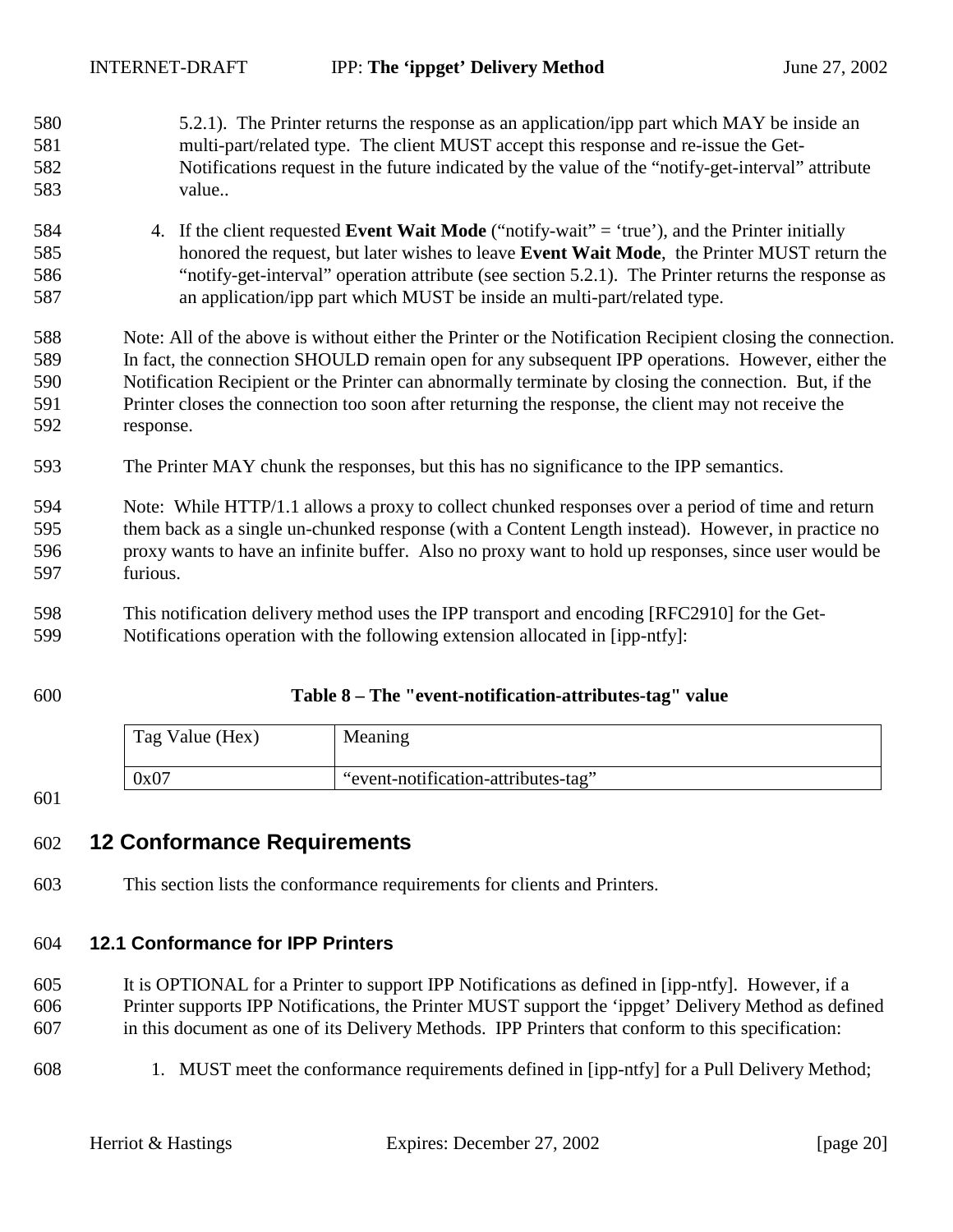5.2.1). The Printer returns the response as an application/ipp part which MAY be inside an multi-part/related type. The client MUST accept this response and re-issue the Get-Notifications request in the future indicated by the value of the "notify-get-interval" attribute value..

4. If the client requested **Event Wait Mode** ("notify-wait" = 'true'), and the Printer initially honored the request, but later wishes to leave **Event Wait Mode**, the Printer MUST return the "notify-get-interval" operation attribute (see section 5.2.1). The Printer returns the response as an application/ipp part which MUST be inside an multi-part/related type.

Note: All of the above is without either the Printer or the Notification Recipient closing the connection. In fact, the connection SHOULD remain open for any subsequent IPP operations. However, either the Notification Recipient or the Printer can abnormally terminate by closing the connection. But, if the Printer closes the connection too soon after returning the response, the client may not receive the response.

The Printer MAY chunk the responses, but this has no significance to the IPP semantics.

Note: While HTTP/1.1 allows a proxy to collect chunked responses over a period of time and return them back as a single un-chunked response (with a Content Length instead). However, in practice no proxy wants to have an infinite buffer. Also no proxy want to hold up responses, since user would be furious.

This notification delivery method uses the IPP transport and encoding [RFC2910] for the Get-Notifications operation with the following extension allocated in [ipp-ntfy]:

**Table 8 – The "event-notification-attributes-tag" value**

| Tag Value (Hex) | Meaning |
|---|---|
| 0x07 | "event-notification-attributes-tag" |

# 12 Conformance Requirements

This section lists the conformance requirements for clients and Printers.

## 12.1 Conformance for IPP Printers

It is OPTIONAL for a Printer to support IPP Notifications as defined in [ipp-ntfy]. However, if a Printer supports IPP Notifications, the Printer MUST support the 'ippget' Delivery Method as defined in this document as one of its Delivery Methods. IPP Printers that conform to this specification:

1. MUST meet the conformance requirements defined in [ipp-ntfy] for a Pull Delivery Method;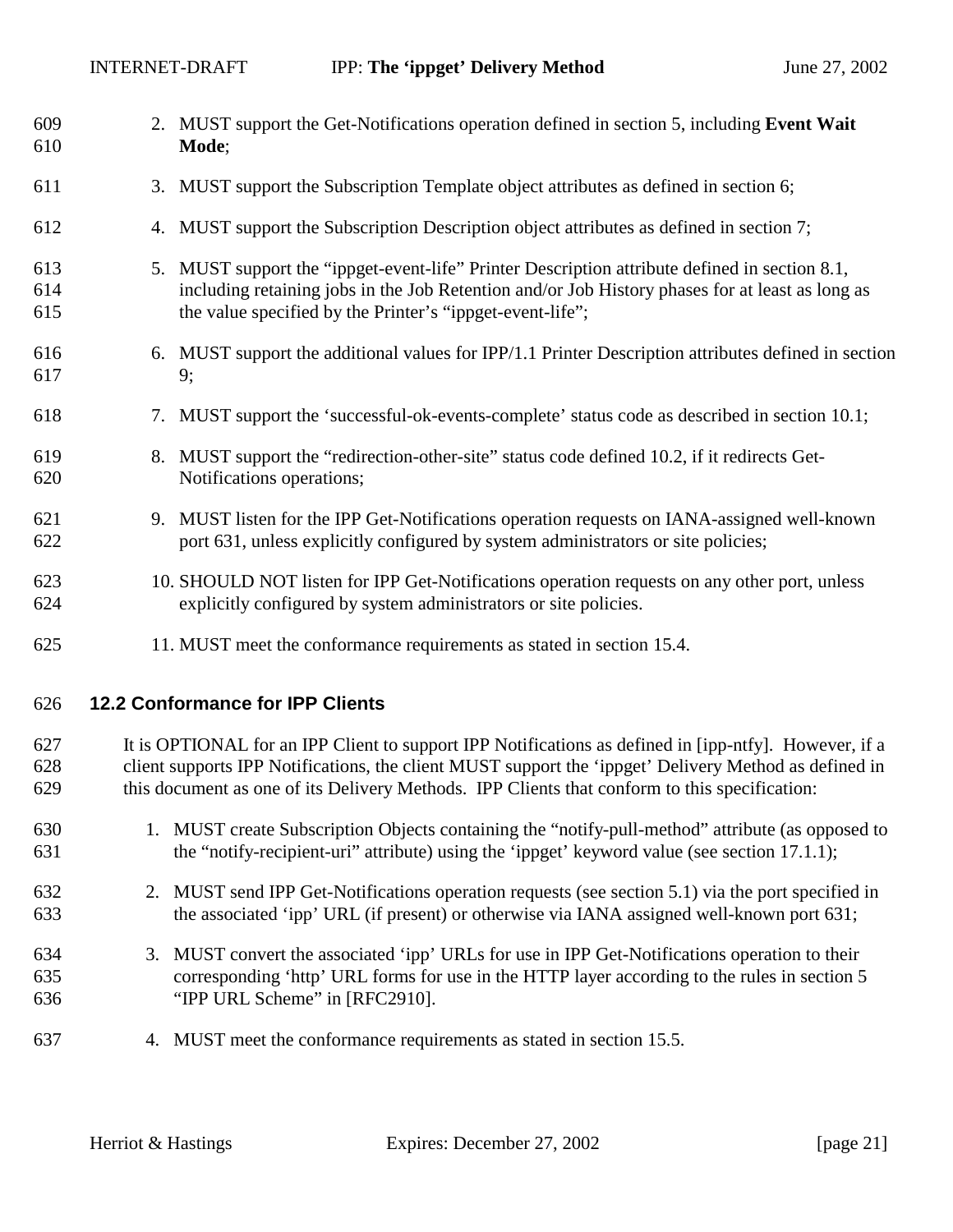2. MUST support the Get-Notifications operation defined in section 5, including **Event Wait Mode**;

3. MUST support the Subscription Template object attributes as defined in section 6;

4. MUST support the Subscription Description object attributes as defined in section 7;

5. MUST support the "ippget-event-life" Printer Description attribute defined in section 8.1, including retaining jobs in the Job Retention and/or Job History phases for at least as long as the value specified by the Printer's "ippget-event-life";

6. MUST support the additional values for IPP/1.1 Printer Description attributes defined in section 9;

7. MUST support the 'successful-ok-events-complete' status code as described in section 10.1;

8. MUST support the "redirection-other-site" status code defined 10.2, if it redirects Get-Notifications operations;

9. MUST listen for the IPP Get-Notifications operation requests on IANA-assigned well-known port 631, unless explicitly configured by system administrators or site policies;

10. SHOULD NOT listen for IPP Get-Notifications operation requests on any other port, unless explicitly configured by system administrators or site policies.

11. MUST meet the conformance requirements as stated in section 15.4.

## 12.2 Conformance for IPP Clients

It is OPTIONAL for an IPP Client to support IPP Notifications as defined in [ipp-ntfy]. However, if a client supports IPP Notifications, the client MUST support the 'ippget' Delivery Method as defined in this document as one of its Delivery Methods. IPP Clients that conform to this specification:

1. MUST create Subscription Objects containing the "notify-pull-method" attribute (as opposed to the "notify-recipient-uri" attribute) using the 'ippget' keyword value (see section 17.1.1);

2. MUST send IPP Get-Notifications operation requests (see section 5.1) via the port specified in the associated 'ipp' URL (if present) or otherwise via IANA assigned well-known port 631;

3. MUST convert the associated 'ipp' URLs for use in IPP Get-Notifications operation to their corresponding 'http' URL forms for use in the HTTP layer according to the rules in section 5 "IPP URL Scheme" in [RFC2910].

4. MUST meet the conformance requirements as stated in section 15.5.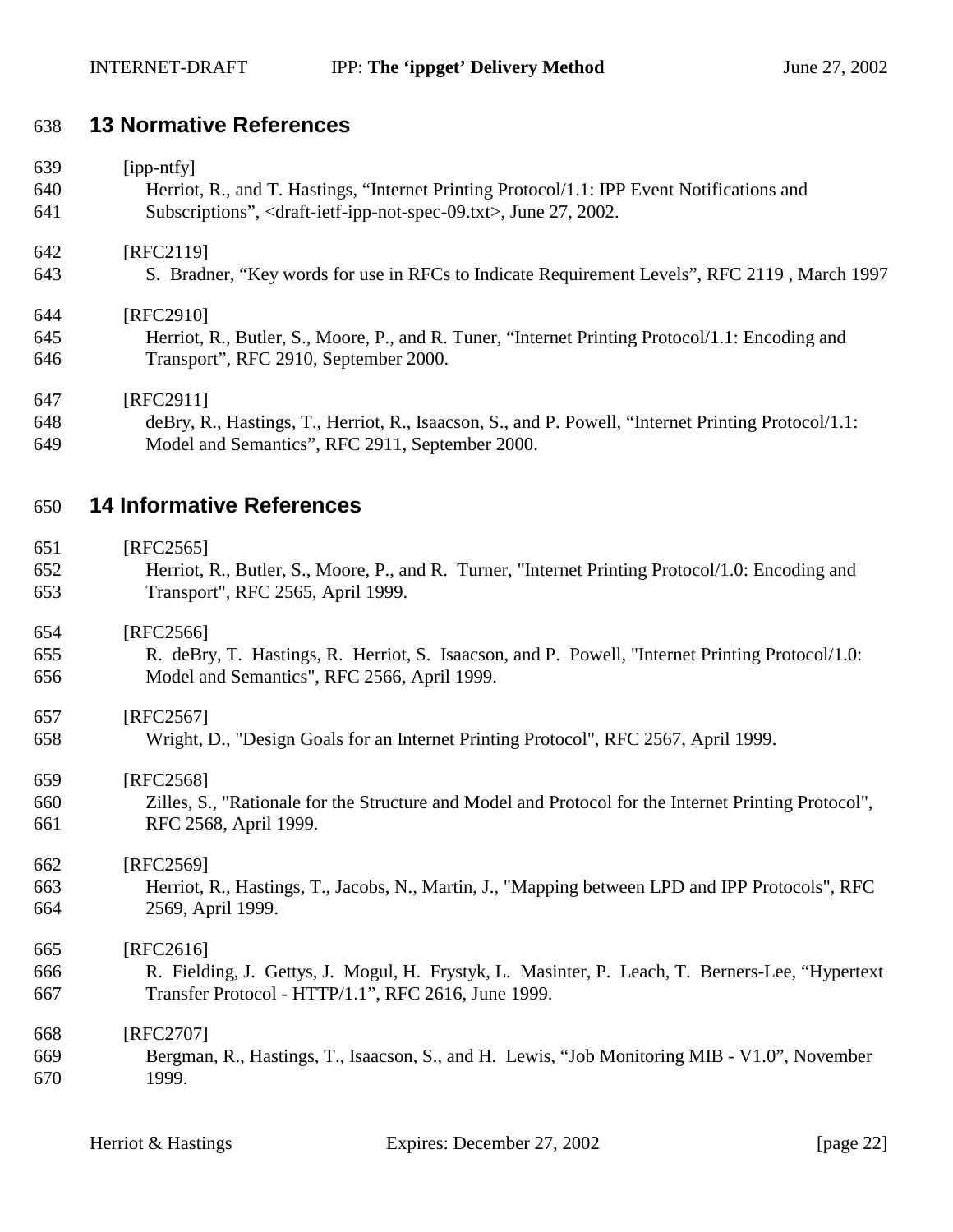## 13 Normative References

[ipp-ntfy]
Herriot, R., and T. Hastings, “Internet Printing Protocol/1.1: IPP Event Notifications and Subscriptions”, <draft-ietf-ipp-not-spec-09.txt>, June 27, 2002.

[RFC2119]
S. Bradner, “Key words for use in RFCs to Indicate Requirement Levels”, RFC 2119 , March 1997

[RFC2910]
Herriot, R., Butler, S., Moore, P., and R. Tuner, “Internet Printing Protocol/1.1: Encoding and Transport”, RFC 2910, September 2000.

[RFC2911]
deBry, R., Hastings, T., Herriot, R., Isaacson, S., and P. Powell, “Internet Printing Protocol/1.1: Model and Semantics”, RFC 2911, September 2000.

## 14 Informative References

[RFC2565]
Herriot, R., Butler, S., Moore, P., and R. Turner, "Internet Printing Protocol/1.0: Encoding and Transport", RFC 2565, April 1999.

[RFC2566]
R. deBry, T. Hastings, R. Herriot, S. Isaacson, and P. Powell, "Internet Printing Protocol/1.0: Model and Semantics", RFC 2566, April 1999.

[RFC2567]
Wright, D., "Design Goals for an Internet Printing Protocol", RFC 2567, April 1999.

[RFC2568]
Zilles, S., "Rationale for the Structure and Model and Protocol for the Internet Printing Protocol", RFC 2568, April 1999.

[RFC2569]
Herriot, R., Hastings, T., Jacobs, N., Martin, J., "Mapping between LPD and IPP Protocols", RFC 2569, April 1999.

[RFC2616]
R. Fielding, J. Gettys, J. Mogul, H. Frystyk, L. Masinter, P. Leach, T. Berners-Lee, “Hypertext Transfer Protocol - HTTP/1.1”, RFC 2616, June 1999.

[RFC2707]
Bergman, R., Hastings, T., Isaacson, S., and H. Lewis, “Job Monitoring MIB - V1.0”, November 1999.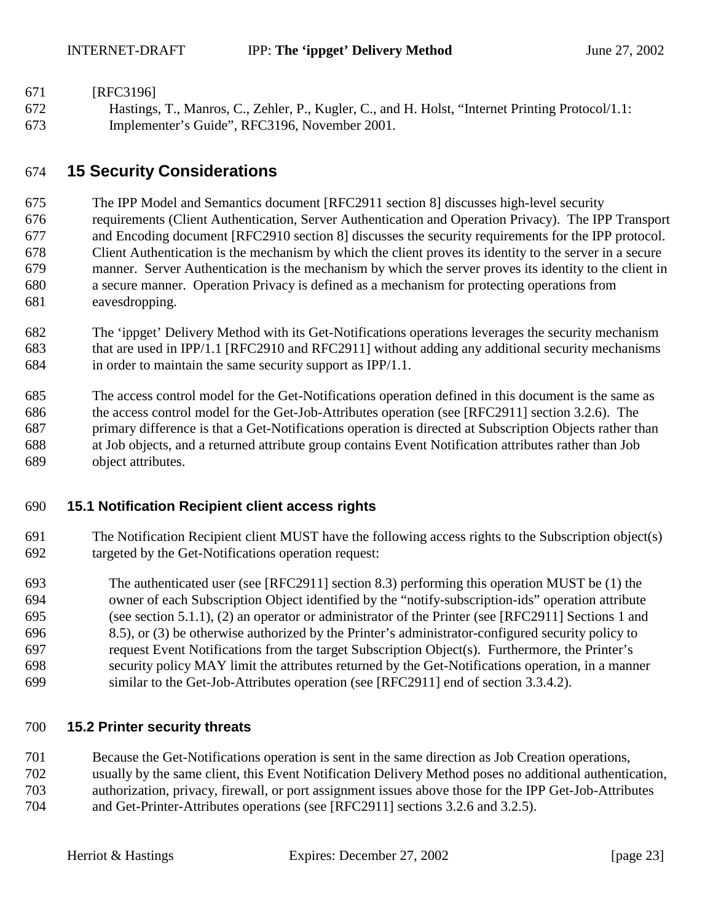[RFC3196]

Hastings, T., Manros, C., Zehler, P., Kugler, C., and H. Holst, “Internet Printing Protocol/1.1: Implementer’s Guide”, RFC3196, November 2001.

# 15 Security Considerations

The IPP Model and Semantics document [RFC2911 section 8] discusses high-level security requirements (Client Authentication, Server Authentication and Operation Privacy). The IPP Transport and Encoding document [RFC2910 section 8] discusses the security requirements for the IPP protocol. Client Authentication is the mechanism by which the client proves its identity to the server in a secure manner. Server Authentication is the mechanism by which the server proves its identity to the client in a secure manner. Operation Privacy is defined as a mechanism for protecting operations from eavesdropping.

The ‘ippget’ Delivery Method with its Get-Notifications operations leverages the security mechanism that are used in IPP/1.1 [RFC2910 and RFC2911] without adding any additional security mechanisms in order to maintain the same security support as IPP/1.1.

The access control model for the Get-Notifications operation defined in this document is the same as the access control model for the Get-Job-Attributes operation (see [RFC2911] section 3.2.6). The primary difference is that a Get-Notifications operation is directed at Subscription Objects rather than at Job objects, and a returned attribute group contains Event Notification attributes rather than Job object attributes.

## 15.1 Notification Recipient client access rights

The Notification Recipient client MUST have the following access rights to the Subscription object(s) targeted by the Get-Notifications operation request:

> The authenticated user (see [RFC2911] section 8.3) performing this operation MUST be (1) the owner of each Subscription Object identified by the “notify-subscription-ids” operation attribute (see section 5.1.1), (2) an operator or administrator of the Printer (see [RFC2911] Sections 1 and 8.5), or (3) be otherwise authorized by the Printer’s administrator-configured security policy to request Event Notifications from the target Subscription Object(s). Furthermore, the Printer’s security policy MAY limit the attributes returned by the Get-Notifications operation, in a manner similar to the Get-Job-Attributes operation (see [RFC2911] end of section 3.3.4.2).

## 15.2 Printer security threats

Because the Get-Notifications operation is sent in the same direction as Job Creation operations, usually by the same client, this Event Notification Delivery Method poses no additional authentication, authorization, privacy, firewall, or port assignment issues above those for the IPP Get-Job-Attributes and Get-Printer-Attributes operations (see [RFC2911] sections 3.2.6 and 3.2.5).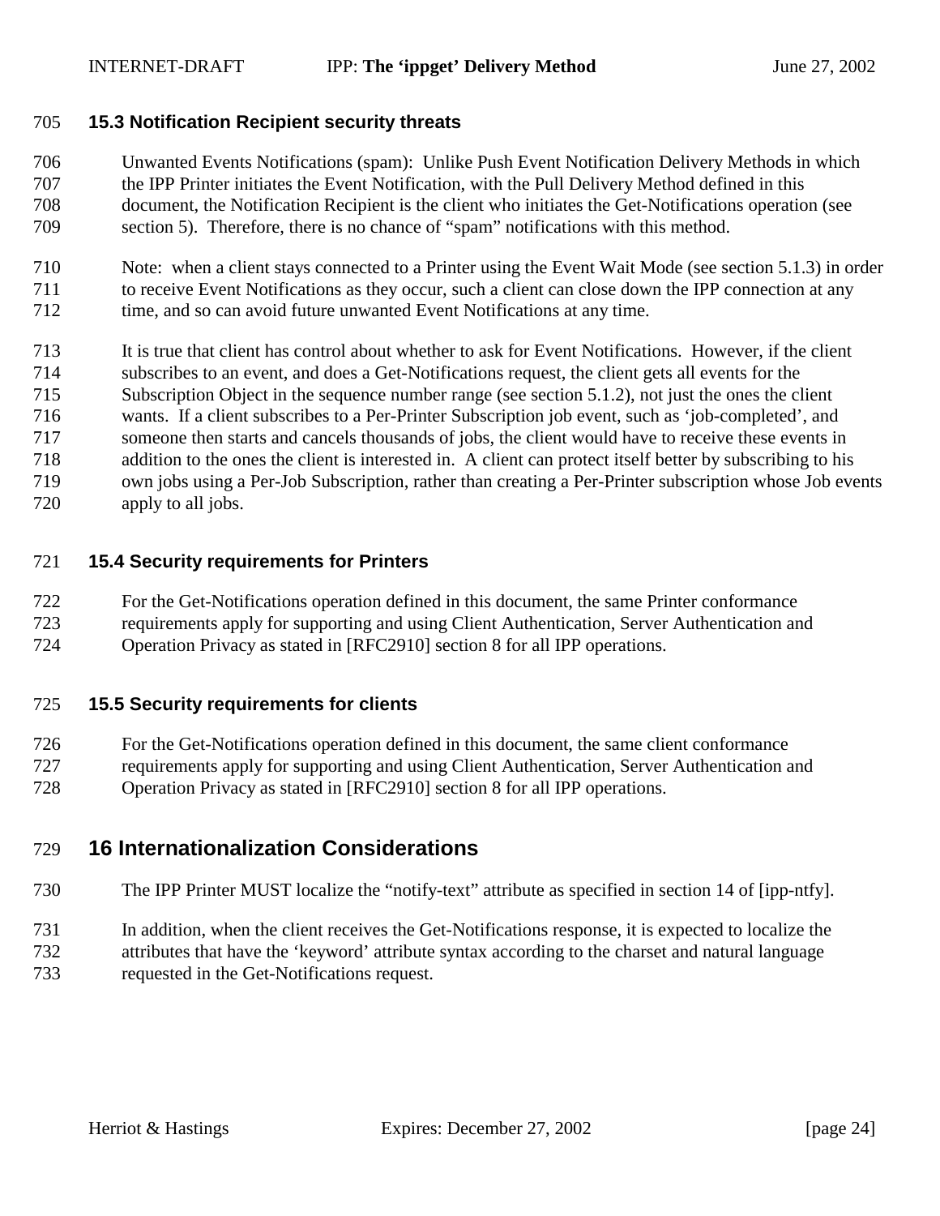### 15.3 Notification Recipient security threats

Unwanted Events Notifications (spam): Unlike Push Event Notification Delivery Methods in which the IPP Printer initiates the Event Notification, with the Pull Delivery Method defined in this document, the Notification Recipient is the client who initiates the Get-Notifications operation (see section 5). Therefore, there is no chance of “spam” notifications with this method.

Note: when a client stays connected to a Printer using the Event Wait Mode (see section 5.1.3) in order to receive Event Notifications as they occur, such a client can close down the IPP connection at any time, and so can avoid future unwanted Event Notifications at any time.

It is true that client has control about whether to ask for Event Notifications. However, if the client subscribes to an event, and does a Get-Notifications request, the client gets all events for the Subscription Object in the sequence number range (see section 5.1.2), not just the ones the client wants. If a client subscribes to a Per-Printer Subscription job event, such as ‘job-completed’, and someone then starts and cancels thousands of jobs, the client would have to receive these events in addition to the ones the client is interested in. A client can protect itself better by subscribing to his own jobs using a Per-Job Subscription, rather than creating a Per-Printer subscription whose Job events apply to all jobs.

### 15.4 Security requirements for Printers

For the Get-Notifications operation defined in this document, the same Printer conformance requirements apply for supporting and using Client Authentication, Server Authentication and Operation Privacy as stated in [RFC2910] section 8 for all IPP operations.

### 15.5 Security requirements for clients

For the Get-Notifications operation defined in this document, the same client conformance requirements apply for supporting and using Client Authentication, Server Authentication and Operation Privacy as stated in [RFC2910] section 8 for all IPP operations.

## 16 Internationalization Considerations

The IPP Printer MUST localize the “notify-text” attribute as specified in section 14 of [ipp-ntfy].

In addition, when the client receives the Get-Notifications response, it is expected to localize the attributes that have the ‘keyword’ attribute syntax according to the charset and natural language requested in the Get-Notifications request.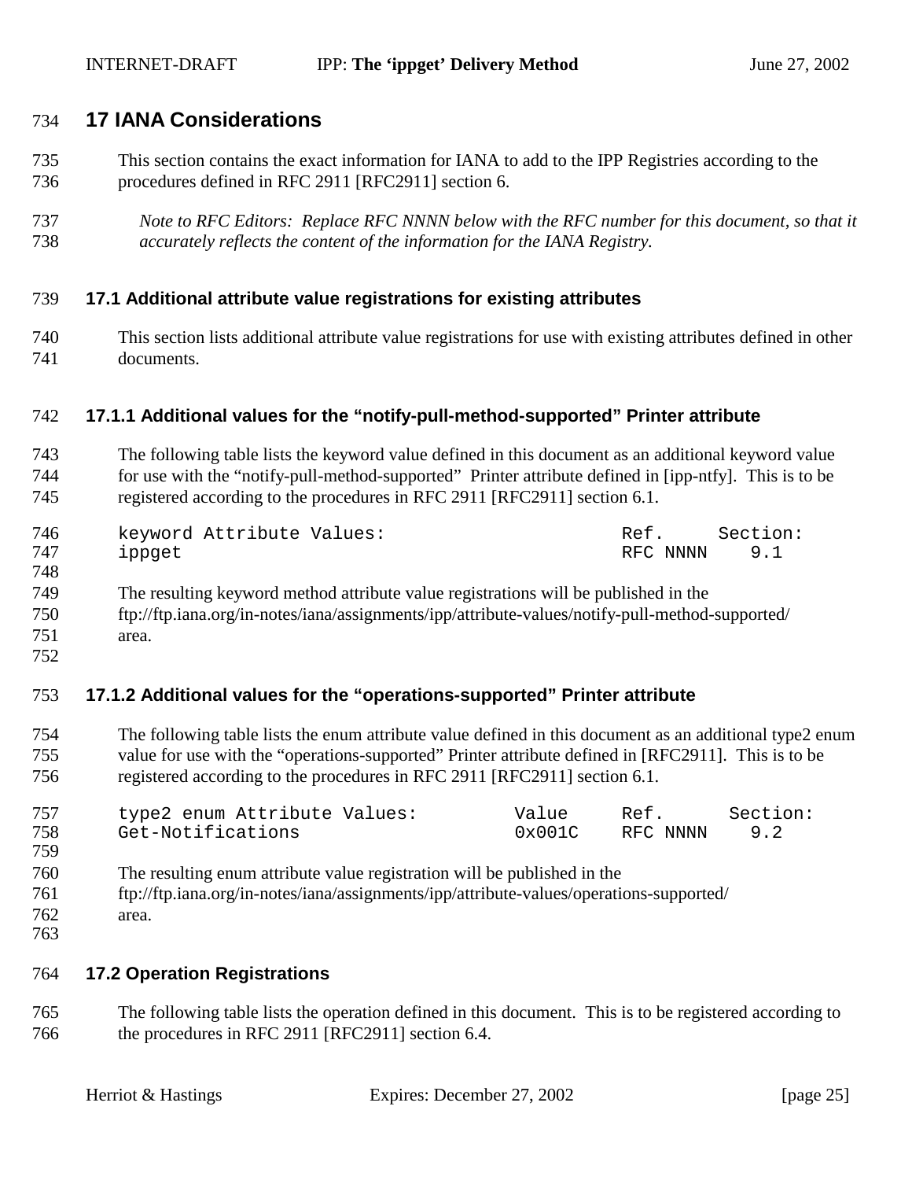# 17 IANA Considerations

This section contains the exact information for IANA to add to the IPP Registries according to the procedures defined in RFC 2911 [RFC2911] section 6.

*Note to RFC Editors: Replace RFC NNNN below with the RFC number for this document, so that it accurately reflects the content of the information for the IANA Registry.*

## 17.1 Additional attribute value registrations for existing attributes

This section lists additional attribute value registrations for use with existing attributes defined in other documents.

### 17.1.1 Additional values for the "notify-pull-method-supported" Printer attribute

The following table lists the keyword value defined in this document as an additional keyword value for use with the "notify-pull-method-supported" Printer attribute defined in [ipp-ntfy]. This is to be registered according to the procedures in RFC 2911 [RFC2911] section 6.1.

```
keyword Attribute Values:                    Ref.     Section:
ippget                                       RFC NNNN    9.1
```

The resulting keyword method attribute value registrations will be published in the ftp://ftp.iana.org/in-notes/iana/assignments/ipp/attribute-values/notify-pull-method-supported/ area.

### 17.1.2 Additional values for the "operations-supported" Printer attribute

The following table lists the enum attribute value defined in this document as an additional type2 enum value for use with the "operations-supported" Printer attribute defined in [RFC2911]. This is to be registered according to the procedures in RFC 2911 [RFC2911] section 6.1.

```
type2 enum Attribute Values:        Value     Ref.      Section:
Get-Notifications                   0x001C    RFC NNNN    9.2
```

The resulting enum attribute value registration will be published in the ftp://ftp.iana.org/in-notes/iana/assignments/ipp/attribute-values/operations-supported/ area.

## 17.2 Operation Registrations

The following table lists the operation defined in this document. This is to be registered according to the procedures in RFC 2911 [RFC2911] section 6.4.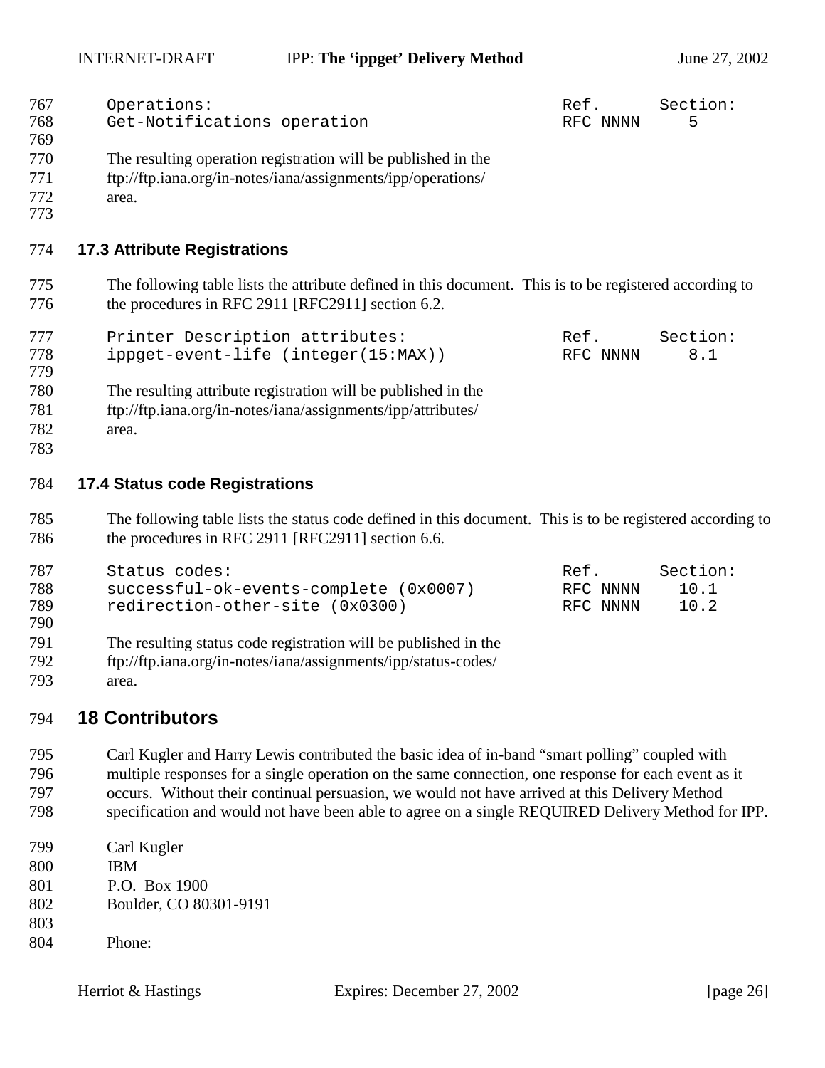| Operations: | Ref. | Section: |
| --- | --- | --- |
| Get-Notifications operation | RFC NNNN | 5 |

The resulting operation registration will be published in the ftp://ftp.iana.org/in-notes/iana/assignments/ipp/operations/ area.

### 17.3 Attribute Registrations

The following table lists the attribute defined in this document. This is to be registered according to the procedures in RFC 2911 [RFC2911] section 6.2.

| Printer Description attributes: | Ref. | Section: |
| --- | --- | --- |
| ippget-event-life (integer(15:MAX)) | RFC NNNN | 8.1 |

The resulting attribute registration will be published in the ftp://ftp.iana.org/in-notes/iana/assignments/ipp/attributes/ area.

### 17.4 Status code Registrations

The following table lists the status code defined in this document. This is to be registered according to the procedures in RFC 2911 [RFC2911] section 6.6.

| Status codes: | Ref. | Section: |
| --- | --- | --- |
| successful-ok-events-complete (0x0007) | RFC NNNN | 10.1 |
| redirection-other-site (0x0300) | RFC NNNN | 10.2 |

The resulting status code registration will be published in the ftp://ftp.iana.org/in-notes/iana/assignments/ipp/status-codes/ area.

## 18 Contributors

Carl Kugler and Harry Lewis contributed the basic idea of in-band "smart polling" coupled with multiple responses for a single operation on the same connection, one response for each event as it occurs. Without their continual persuasion, we would not have arrived at this Delivery Method specification and would not have been able to agree on a single REQUIRED Delivery Method for IPP.

Carl Kugler
IBM
P.O. Box 1900
Boulder, CO 80301-9191

Phone: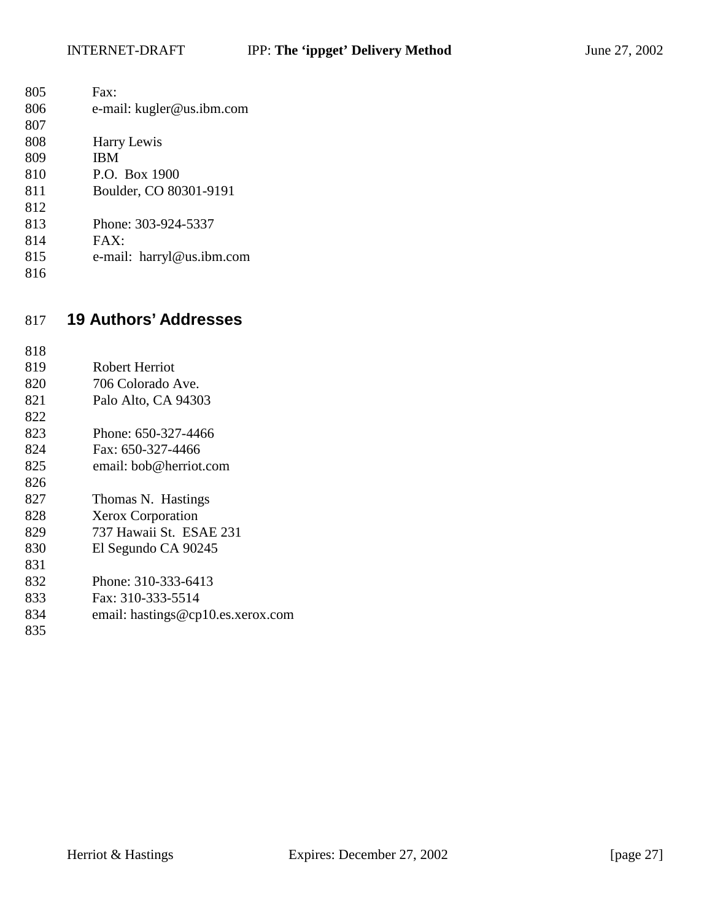Fax:
e-mail: kugler@us.ibm.com

Harry Lewis
IBM
P.O. Box 1900
Boulder, CO 80301-9191

Phone: 303-924-5337
FAX:
e-mail: harryl@us.ibm.com

## 19 Authors' Addresses

Robert Herriot
706 Colorado Ave.
Palo Alto, CA 94303

Phone: 650-327-4466
Fax: 650-327-4466
email: bob@herriot.com

Thomas N. Hastings
Xerox Corporation
737 Hawaii St. ESAE 231
El Segundo CA 90245

Phone: 310-333-6413
Fax: 310-333-5514
email: hastings@cp10.es.xerox.com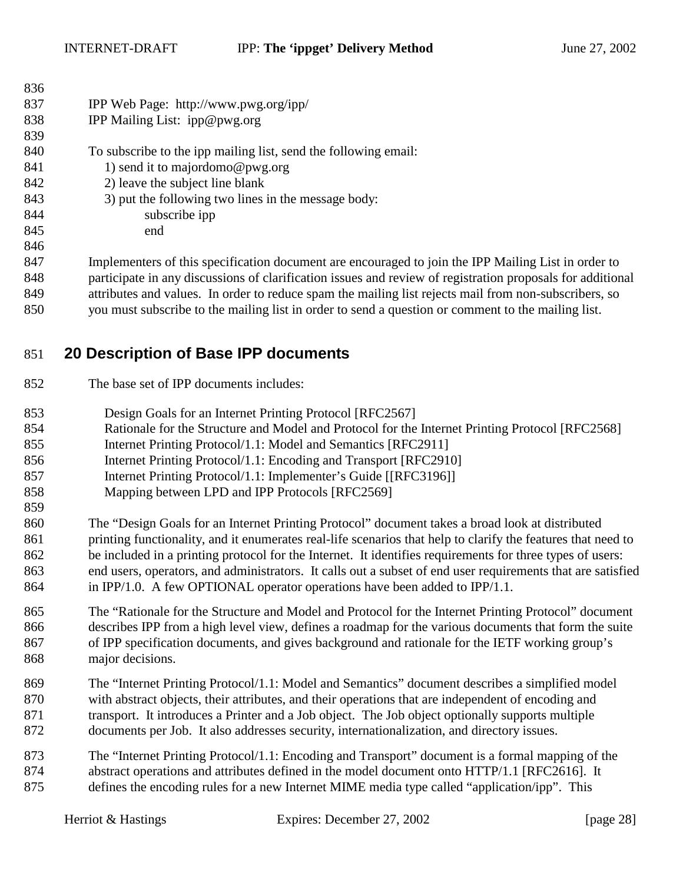IPP Web Page: http://www.pwg.org/ipp/
IPP Mailing List: ipp@pwg.org

To subscribe to the ipp mailing list, send the following email:

1) send it to majordomo@pwg.org
2) leave the subject line blank
3) put the following two lines in the message body:

   subscribe ipp
   end

Implementers of this specification document are encouraged to join the IPP Mailing List in order to participate in any discussions of clarification issues and review of registration proposals for additional attributes and values. In order to reduce spam the mailing list rejects mail from non-subscribers, so you must subscribe to the mailing list in order to send a question or comment to the mailing list.

# 20 Description of Base IPP documents

The base set of IPP documents includes:

- Design Goals for an Internet Printing Protocol [RFC2567]
- Rationale for the Structure and Model and Protocol for the Internet Printing Protocol [RFC2568]
- Internet Printing Protocol/1.1: Model and Semantics [RFC2911]
- Internet Printing Protocol/1.1: Encoding and Transport [RFC2910]
- Internet Printing Protocol/1.1: Implementer's Guide [[RFC3196]]
- Mapping between LPD and IPP Protocols [RFC2569]

The "Design Goals for an Internet Printing Protocol" document takes a broad look at distributed printing functionality, and it enumerates real-life scenarios that help to clarify the features that need to be included in a printing protocol for the Internet. It identifies requirements for three types of users: end users, operators, and administrators. It calls out a subset of end user requirements that are satisfied in IPP/1.0. A few OPTIONAL operator operations have been added to IPP/1.1.

The "Rationale for the Structure and Model and Protocol for the Internet Printing Protocol" document describes IPP from a high level view, defines a roadmap for the various documents that form the suite of IPP specification documents, and gives background and rationale for the IETF working group's major decisions.

The "Internet Printing Protocol/1.1: Model and Semantics" document describes a simplified model with abstract objects, their attributes, and their operations that are independent of encoding and transport. It introduces a Printer and a Job object. The Job object optionally supports multiple documents per Job. It also addresses security, internationalization, and directory issues.

The "Internet Printing Protocol/1.1: Encoding and Transport" document is a formal mapping of the abstract operations and attributes defined in the model document onto HTTP/1.1 [RFC2616]. It defines the encoding rules for a new Internet MIME media type called "application/ipp". This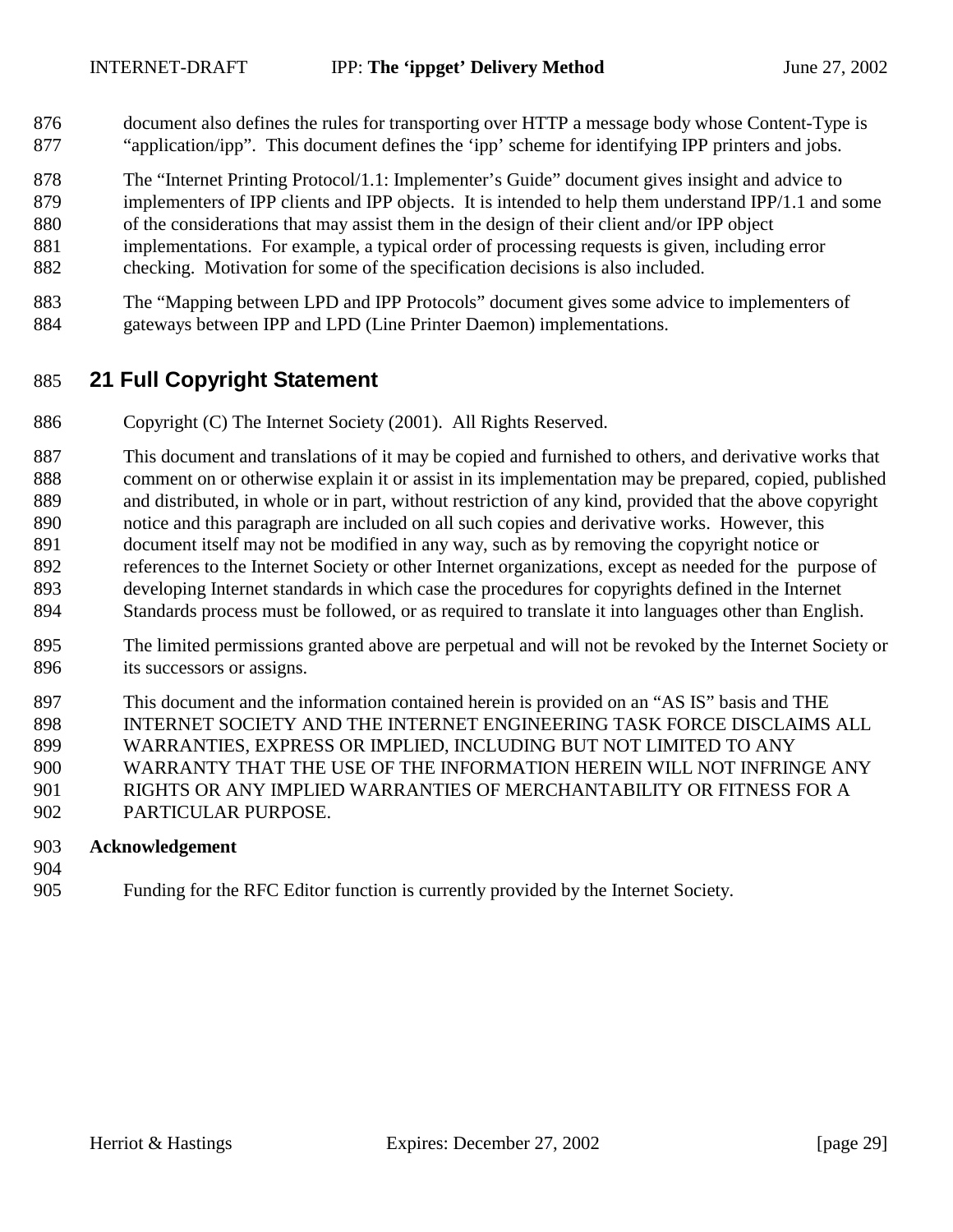document also defines the rules for transporting over HTTP a message body whose Content-Type is "application/ipp". This document defines the 'ipp' scheme for identifying IPP printers and jobs.

The "Internet Printing Protocol/1.1: Implementer's Guide" document gives insight and advice to implementers of IPP clients and IPP objects. It is intended to help them understand IPP/1.1 and some of the considerations that may assist them in the design of their client and/or IPP object implementations. For example, a typical order of processing requests is given, including error checking. Motivation for some of the specification decisions is also included.

The "Mapping between LPD and IPP Protocols" document gives some advice to implementers of gateways between IPP and LPD (Line Printer Daemon) implementations.

# 21 Full Copyright Statement

Copyright (C) The Internet Society (2001). All Rights Reserved.

This document and translations of it may be copied and furnished to others, and derivative works that comment on or otherwise explain it or assist in its implementation may be prepared, copied, published and distributed, in whole or in part, without restriction of any kind, provided that the above copyright notice and this paragraph are included on all such copies and derivative works. However, this document itself may not be modified in any way, such as by removing the copyright notice or references to the Internet Society or other Internet organizations, except as needed for the purpose of developing Internet standards in which case the procedures for copyrights defined in the Internet Standards process must be followed, or as required to translate it into languages other than English.

The limited permissions granted above are perpetual and will not be revoked by the Internet Society or its successors or assigns.

This document and the information contained herein is provided on an "AS IS" basis and THE INTERNET SOCIETY AND THE INTERNET ENGINEERING TASK FORCE DISCLAIMS ALL WARRANTIES, EXPRESS OR IMPLIED, INCLUDING BUT NOT LIMITED TO ANY WARRANTY THAT THE USE OF THE INFORMATION HEREIN WILL NOT INFRINGE ANY RIGHTS OR ANY IMPLIED WARRANTIES OF MERCHANTABILITY OR FITNESS FOR A PARTICULAR PURPOSE.

**Acknowledgement**

Funding for the RFC Editor function is currently provided by the Internet Society.